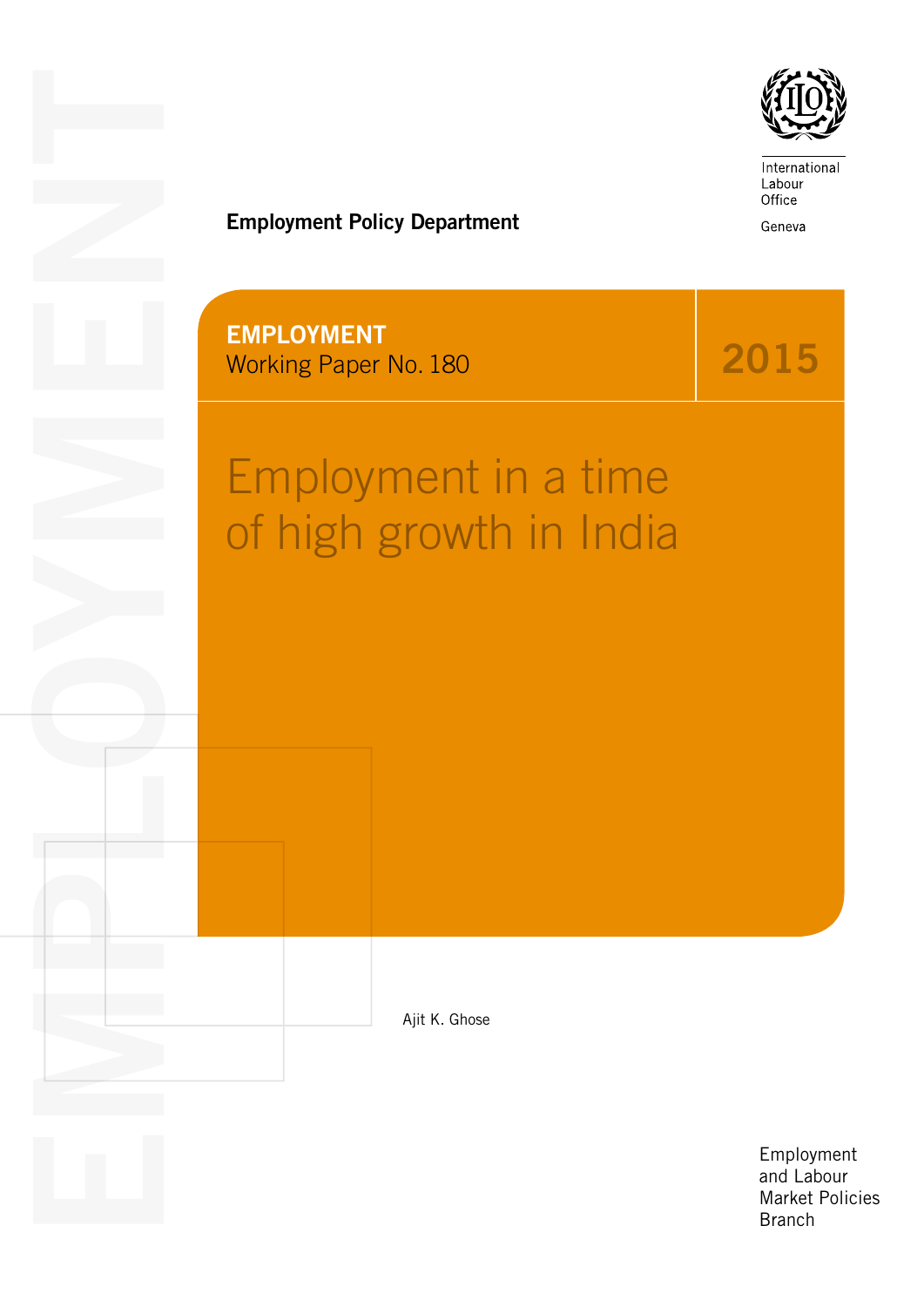International Labour Office

Geneva

**Employment Policy Department**

**EMPLOYMENT**
Working Paper No. 180

**2015**

# Employment in a time of high growth in India

Ajit K. Ghose

Employment and Labour Market Policies Branch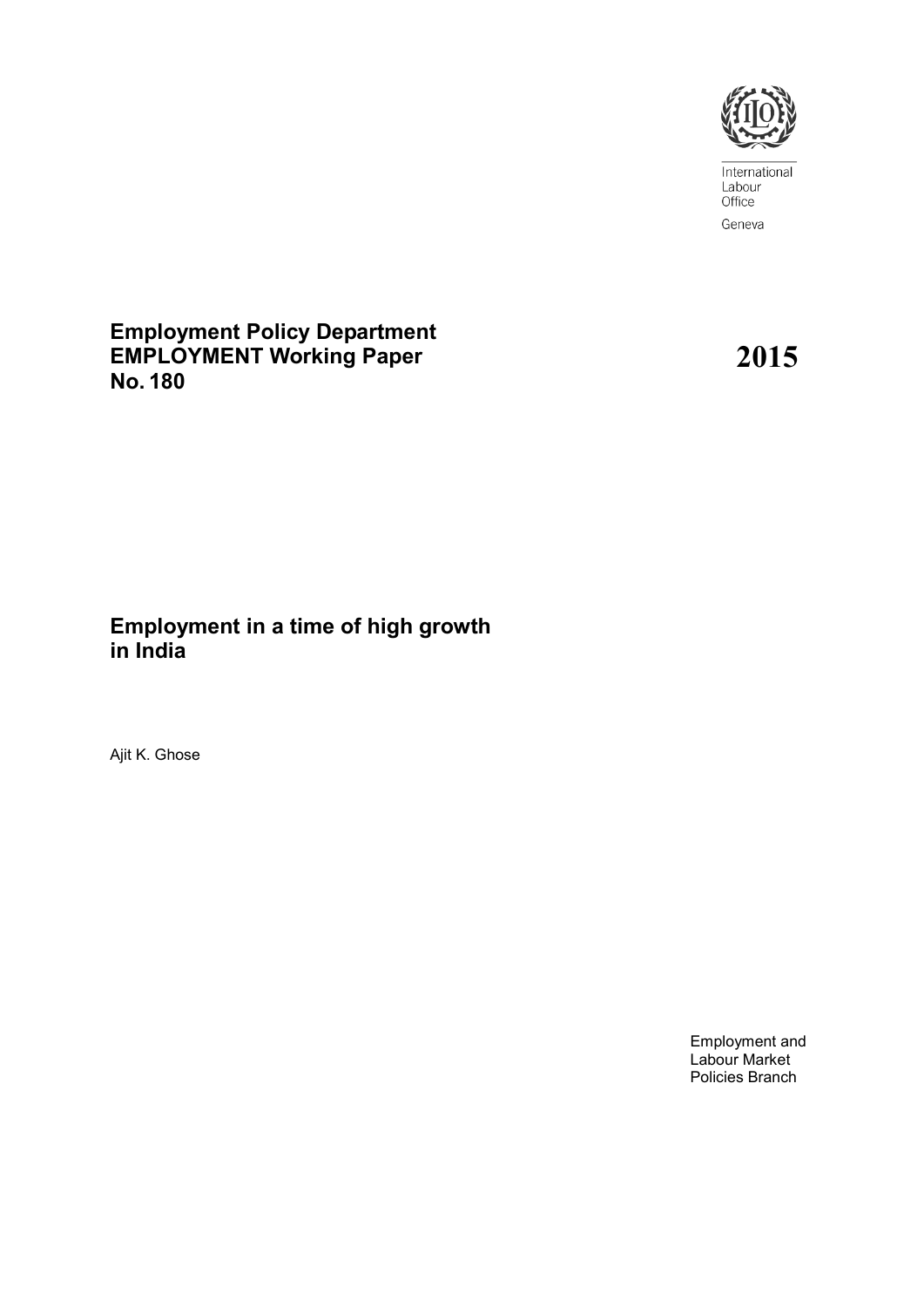International Labour Office

Geneva

**Employment Policy Department**
**EMPLOYMENT Working Paper**
**No. 180**

**2015**

# Employment in a time of high growth in India

Ajit K. Ghose

Employment and Labour Market Policies Branch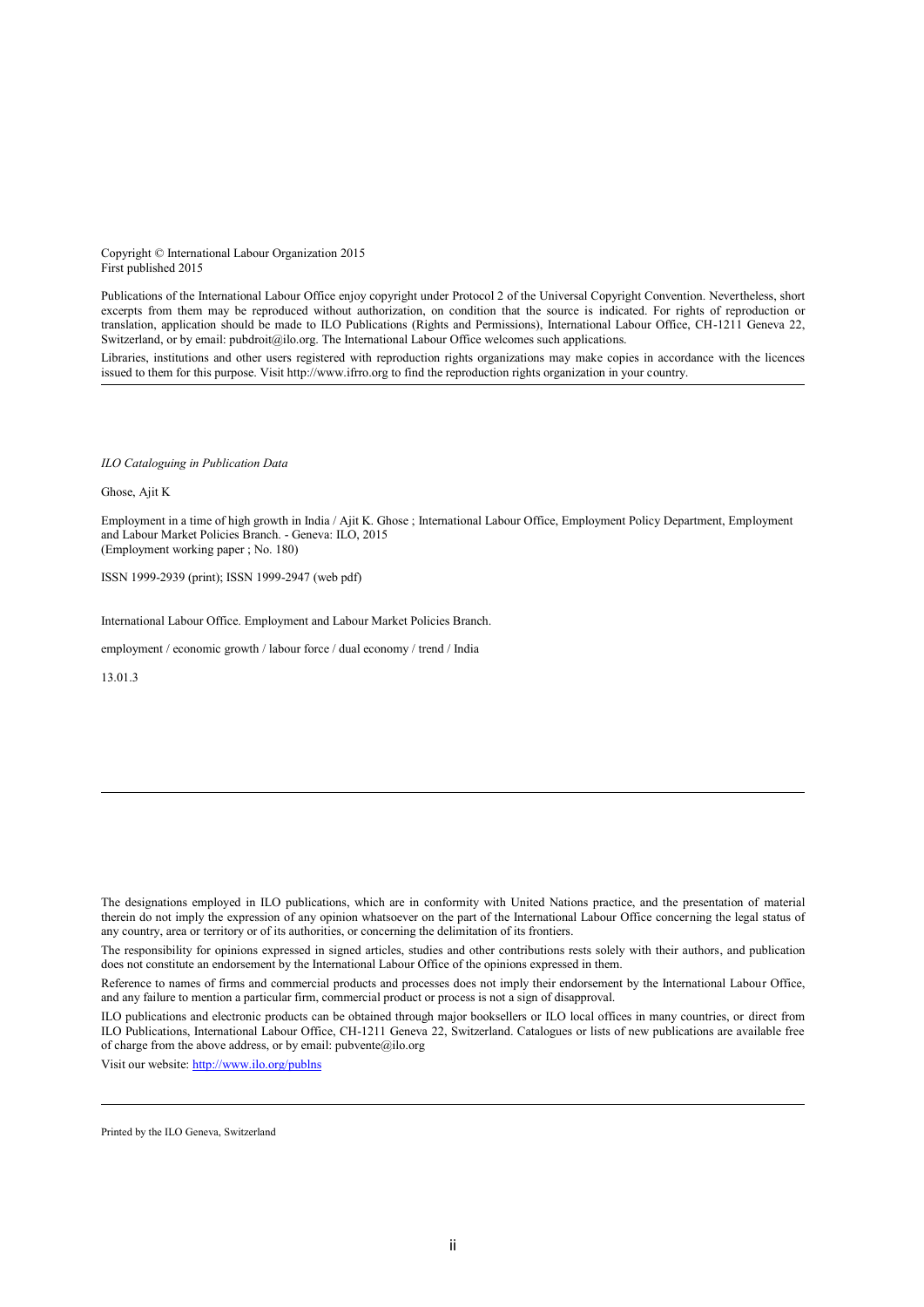Copyright © International Labour Organization 2015
First published 2015

Publications of the International Labour Office enjoy copyright under Protocol 2 of the Universal Copyright Convention. Nevertheless, short excerpts from them may be reproduced without authorization, on condition that the source is indicated. For rights of reproduction or translation, application should be made to ILO Publications (Rights and Permissions), International Labour Office, CH-1211 Geneva 22, Switzerland, or by email: pubdroit@ilo.org. The International Labour Office welcomes such applications.

Libraries, institutions and other users registered with reproduction rights organizations may make copies in accordance with the licences issued to them for this purpose. Visit http://www.ifrro.org to find the reproduction rights organization in your country.

---

*ILO Cataloguing in Publication Data*

Ghose, Ajit K

Employment in a time of high growth in India / Ajit K. Ghose ; International Labour Office, Employment Policy Department, Employment and Labour Market Policies Branch. - Geneva: ILO, 2015
(Employment working paper ; No. 180)

ISSN 1999-2939 (print); ISSN 1999-2947 (web pdf)

International Labour Office. Employment and Labour Market Policies Branch.

employment / economic growth / labour force / dual economy / trend / India

13.01.3

---

The designations employed in ILO publications, which are in conformity with United Nations practice, and the presentation of material therein do not imply the expression of any opinion whatsoever on the part of the International Labour Office concerning the legal status of any country, area or territory or of its authorities, or concerning the delimitation of its frontiers.

The responsibility for opinions expressed in signed articles, studies and other contributions rests solely with their authors, and publication does not constitute an endorsement by the International Labour Office of the opinions expressed in them.

Reference to names of firms and commercial products and processes does not imply their endorsement by the International Labour Office, and any failure to mention a particular firm, commercial product or process is not a sign of disapproval.

ILO publications and electronic products can be obtained through major booksellers or ILO local offices in many countries, or direct from ILO Publications, International Labour Office, CH-1211 Geneva 22, Switzerland. Catalogues or lists of new publications are available free of charge from the above address, or by email: pubvente@ilo.org

Visit our website: http://www.ilo.org/publns

---

Printed by the ILO Geneva, Switzerland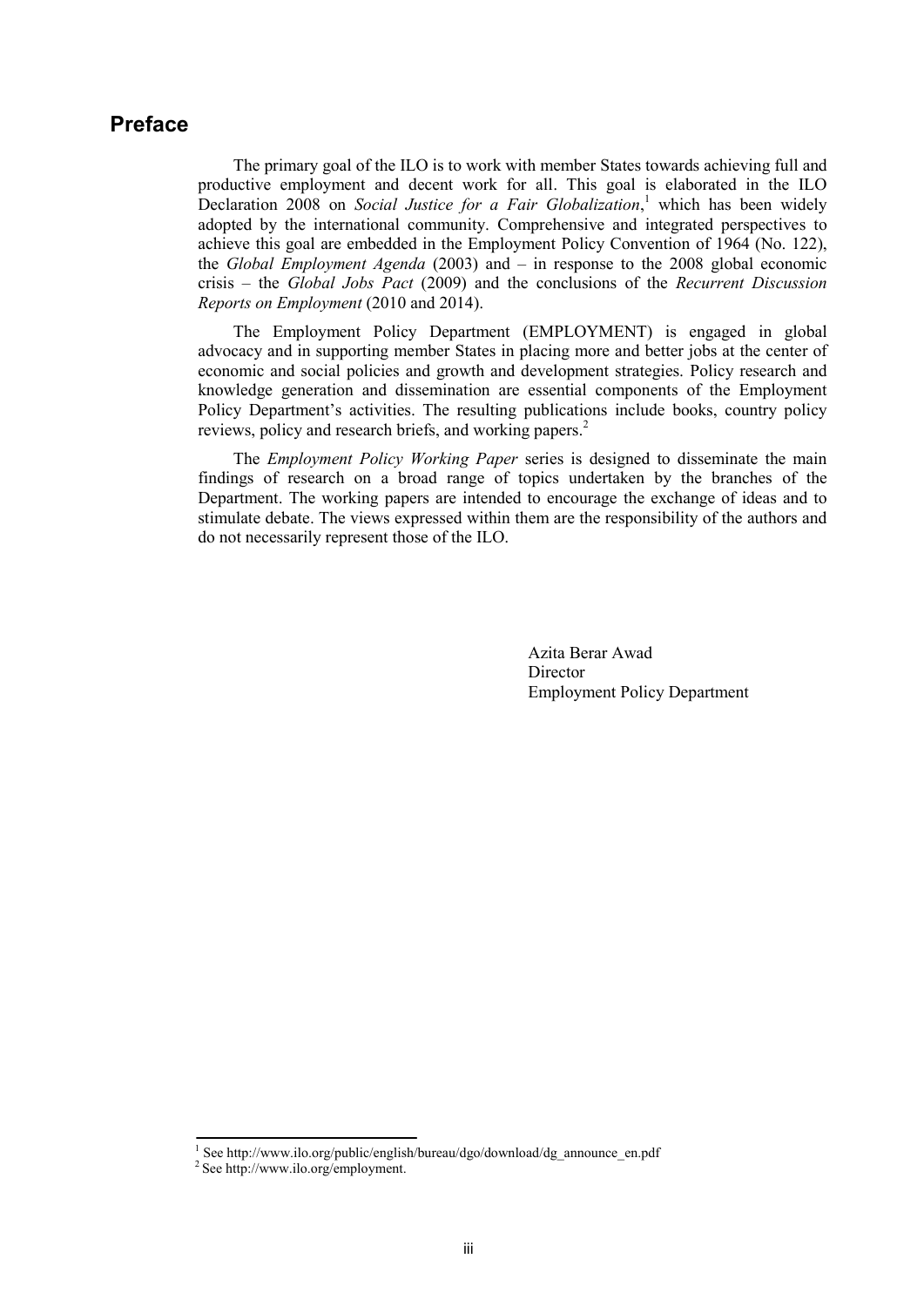## Preface

The primary goal of the ILO is to work with member States towards achieving full and productive employment and decent work for all. This goal is elaborated in the ILO Declaration 2008 on *Social Justice for a Fair Globalization*,[1] which has been widely adopted by the international community. Comprehensive and integrated perspectives to achieve this goal are embedded in the Employment Policy Convention of 1964 (No. 122), the *Global Employment Agenda* (2003) and – in response to the 2008 global economic crisis – the *Global Jobs Pact* (2009) and the conclusions of the *Recurrent Discussion Reports on Employment* (2010 and 2014).

The Employment Policy Department (EMPLOYMENT) is engaged in global advocacy and in supporting member States in placing more and better jobs at the center of economic and social policies and growth and development strategies. Policy research and knowledge generation and dissemination are essential components of the Employment Policy Department's activities. The resulting publications include books, country policy reviews, policy and research briefs, and working papers.[2]

The *Employment Policy Working Paper* series is designed to disseminate the main findings of research on a broad range of topics undertaken by the branches of the Department. The working papers are intended to encourage the exchange of ideas and to stimulate debate. The views expressed within them are the responsibility of the authors and do not necessarily represent those of the ILO.

Azita Berar Awad
Director
Employment Policy Department

---

[1] See http://www.ilo.org/public/english/bureau/dgo/download/dg_announce_en.pdf

[2] See http://www.ilo.org/employment.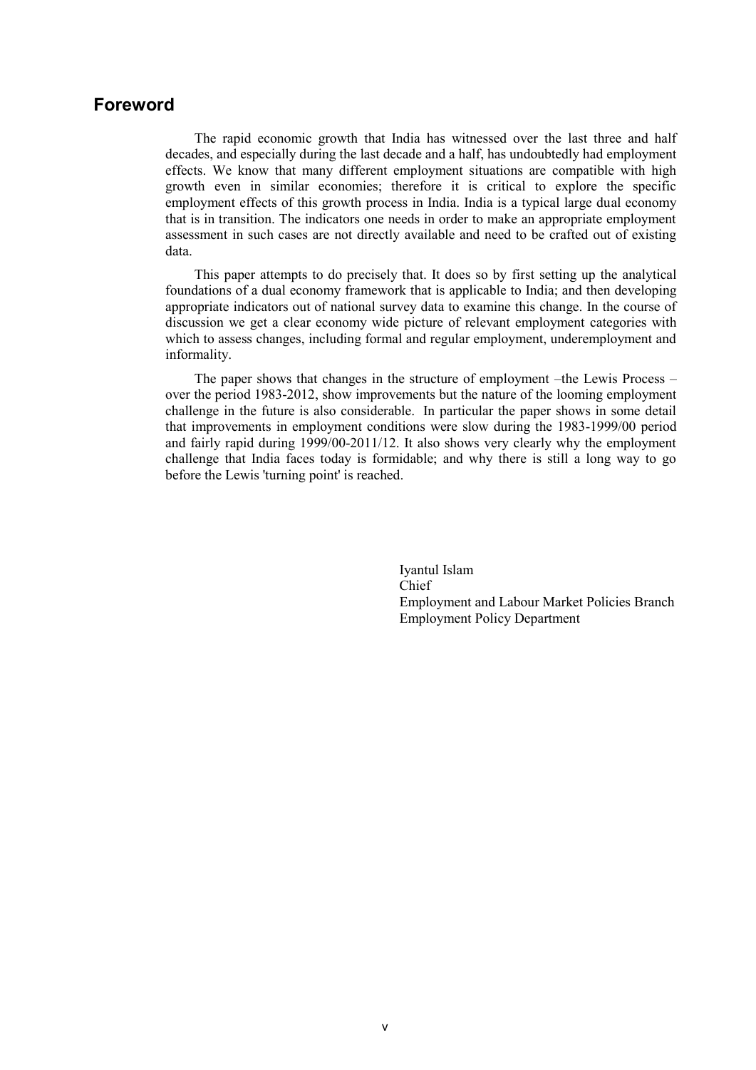## Foreword

The rapid economic growth that India has witnessed over the last three and half decades, and especially during the last decade and a half, has undoubtedly had employment effects. We know that many different employment situations are compatible with high growth even in similar economies; therefore it is critical to explore the specific employment effects of this growth process in India. India is a typical large dual economy that is in transition. The indicators one needs in order to make an appropriate employment assessment in such cases are not directly available and need to be crafted out of existing data.

This paper attempts to do precisely that. It does so by first setting up the analytical foundations of a dual economy framework that is applicable to India; and then developing appropriate indicators out of national survey data to examine this change. In the course of discussion we get a clear economy wide picture of relevant employment categories with which to assess changes, including formal and regular employment, underemployment and informality.

The paper shows that changes in the structure of employment –the Lewis Process – over the period 1983-2012, show improvements but the nature of the looming employment challenge in the future is also considerable. In particular the paper shows in some detail that improvements in employment conditions were slow during the 1983-1999/00 period and fairly rapid during 1999/00-2011/12. It also shows very clearly why the employment challenge that India faces today is formidable; and why there is still a long way to go before the Lewis 'turning point' is reached.

Iyantul Islam
Chief
Employment and Labour Market Policies Branch
Employment Policy Department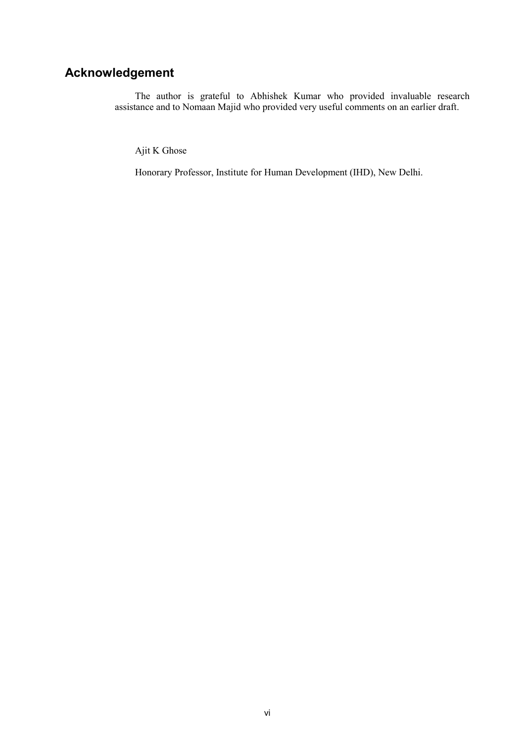## Acknowledgement

The author is grateful to Abhishek Kumar who provided invaluable research assistance and to Nomaan Majid who provided very useful comments on an earlier draft.

Ajit K Ghose

Honorary Professor, Institute for Human Development (IHD), New Delhi.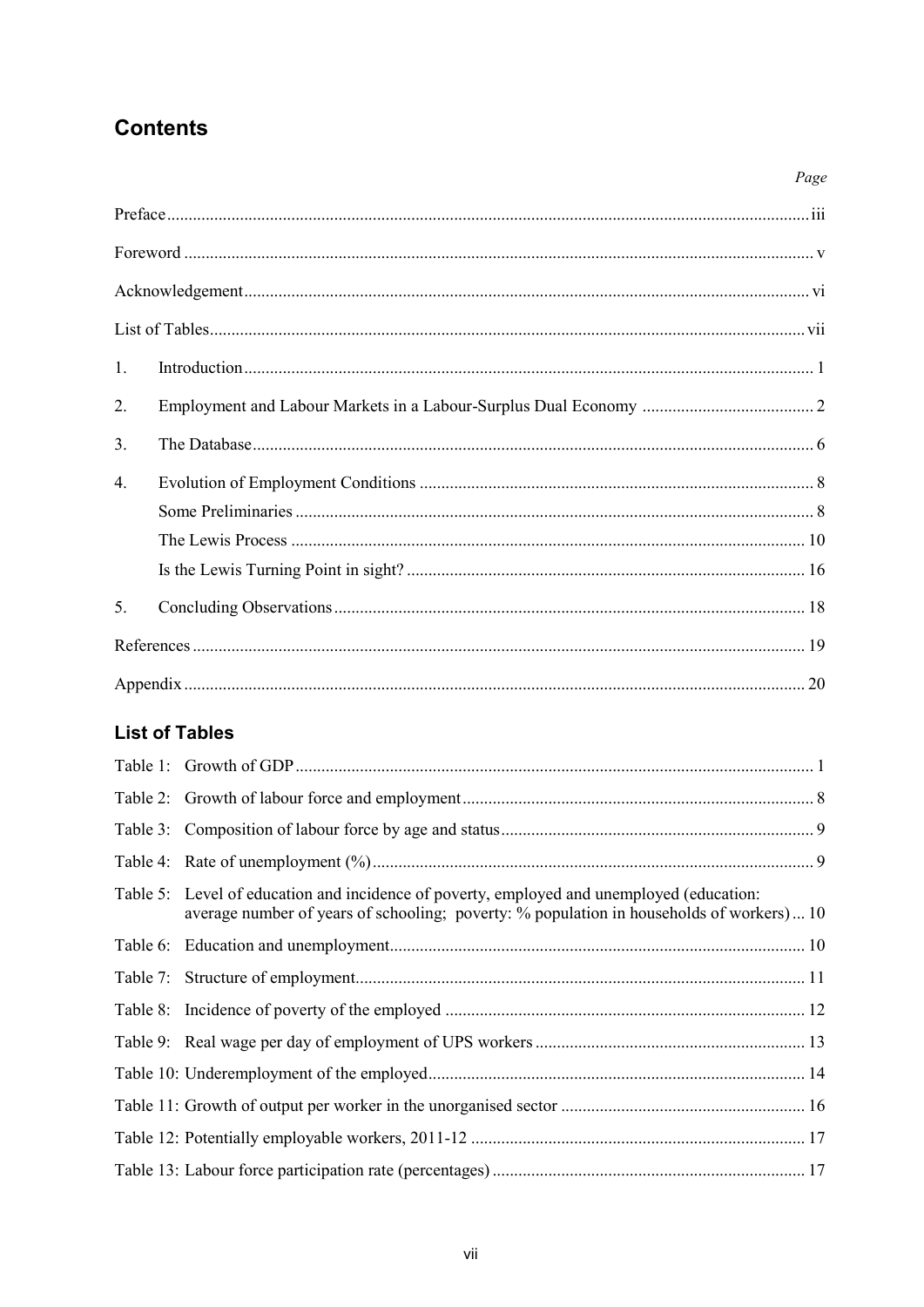## Contents

| | Page |
|---|---|
| Preface | iii |
| Foreword | v |
| Acknowledgement | vi |
| List of Tables | vii |
| 1. Introduction | 1 |
| 2. Employment and Labour Markets in a Labour-Surplus Dual Economy | 2 |
| 3. The Database | 6 |
| 4. Evolution of Employment Conditions | 8 |
| Some Preliminaries | 8 |
| The Lewis Process | 10 |
| Is the Lewis Turning Point in sight? | 16 |
| 5. Concluding Observations | 18 |
| References | 19 |
| Appendix | 20 |

## List of Tables

| | |
|---|---|
| Table 1: Growth of GDP | 1 |
| Table 2: Growth of labour force and employment | 8 |
| Table 3: Composition of labour force by age and status | 9 |
| Table 4: Rate of unemployment (%) | 9 |
| Table 5: Level of education and incidence of poverty, employed and unemployed (education: average number of years of schooling; poverty: % population in households of workers) | 10 |
| Table 6: Education and unemployment | 10 |
| Table 7: Structure of employment | 11 |
| Table 8: Incidence of poverty of the employed | 12 |
| Table 9: Real wage per day of employment of UPS workers | 13 |
| Table 10: Underemployment of the employed | 14 |
| Table 11: Growth of output per worker in the unorganised sector | 16 |
| Table 12: Potentially employable workers, 2011-12 | 17 |
| Table 13: Labour force participation rate (percentages) | 17 |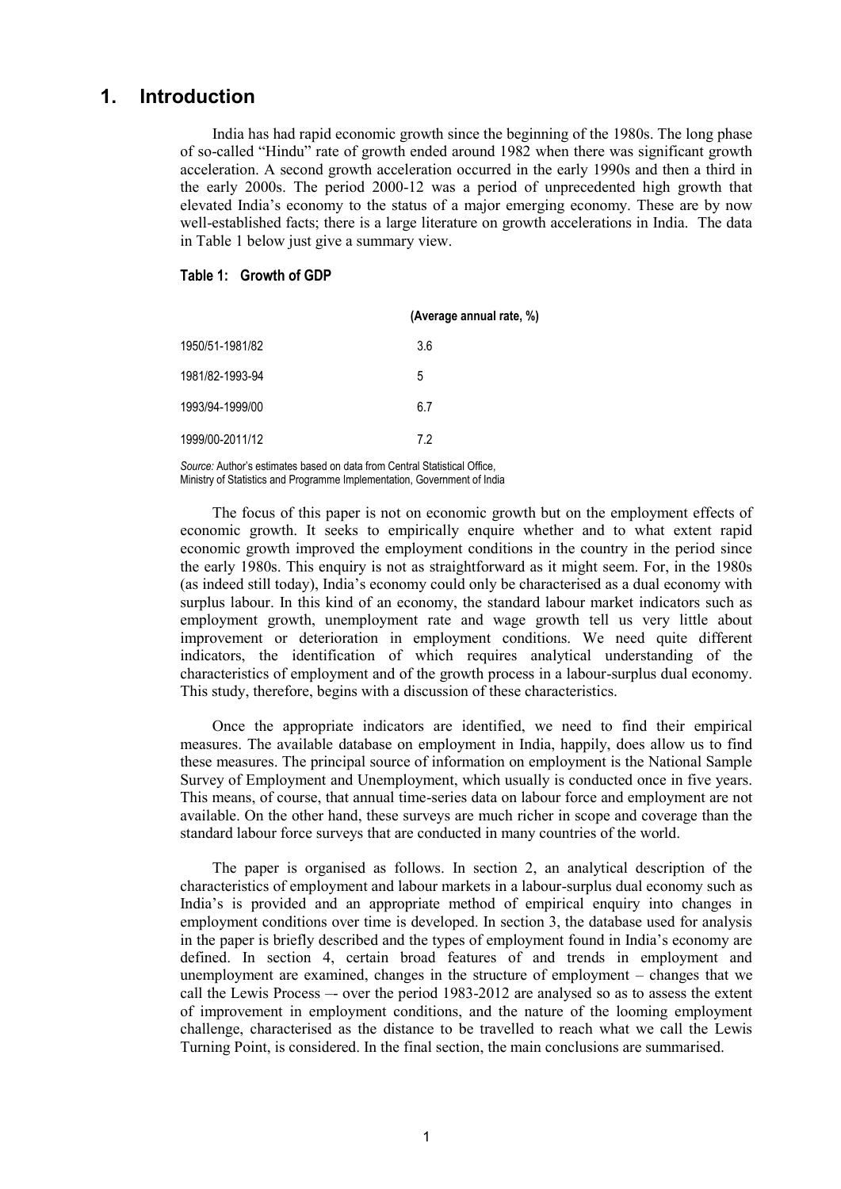## 1. Introduction

India has had rapid economic growth since the beginning of the 1980s. The long phase of so-called "Hindu" rate of growth ended around 1982 when there was significant growth acceleration. A second growth acceleration occurred in the early 1990s and then a third in the early 2000s. The period 2000-12 was a period of unprecedented high growth that elevated India's economy to the status of a major emerging economy. These are by now well-established facts; there is a large literature on growth accelerations in India. The data in Table 1 below just give a summary view.

**Table 1: Growth of GDP**

| | (Average annual rate, %) |
|---|---|
| 1950/51-1981/82 | 3.6 |
| 1981/82-1993-94 | 5 |
| 1993/94-1999/00 | 6.7 |
| 1999/00-2011/12 | 7.2 |

*Source:* Author's estimates based on data from Central Statistical Office, Ministry of Statistics and Programme Implementation, Government of India

The focus of this paper is not on economic growth but on the employment effects of economic growth. It seeks to empirically enquire whether and to what extent rapid economic growth improved the employment conditions in the country in the period since the early 1980s. This enquiry is not as straightforward as it might seem. For, in the 1980s (as indeed still today), India's economy could only be characterised as a dual economy with surplus labour. In this kind of an economy, the standard labour market indicators such as employment growth, unemployment rate and wage growth tell us very little about improvement or deterioration in employment conditions. We need quite different indicators, the identification of which requires analytical understanding of the characteristics of employment and of the growth process in a labour-surplus dual economy. This study, therefore, begins with a discussion of these characteristics.

Once the appropriate indicators are identified, we need to find their empirical measures. The available database on employment in India, happily, does allow us to find these measures. The principal source of information on employment is the National Sample Survey of Employment and Unemployment, which usually is conducted once in five years. This means, of course, that annual time-series data on labour force and employment are not available. On the other hand, these surveys are much richer in scope and coverage than the standard labour force surveys that are conducted in many countries of the world.

The paper is organised as follows. In section 2, an analytical description of the characteristics of employment and labour markets in a labour-surplus dual economy such as India's is provided and an appropriate method of empirical enquiry into changes in employment conditions over time is developed. In section 3, the database used for analysis in the paper is briefly described and the types of employment found in India's economy are defined. In section 4, certain broad features of and trends in employment and unemployment are examined, changes in the structure of employment – changes that we call the Lewis Process –- over the period 1983-2012 are analysed so as to assess the extent of improvement in employment conditions, and the nature of the looming employment challenge, characterised as the distance to be travelled to reach what we call the Lewis Turning Point, is considered. In the final section, the main conclusions are summarised.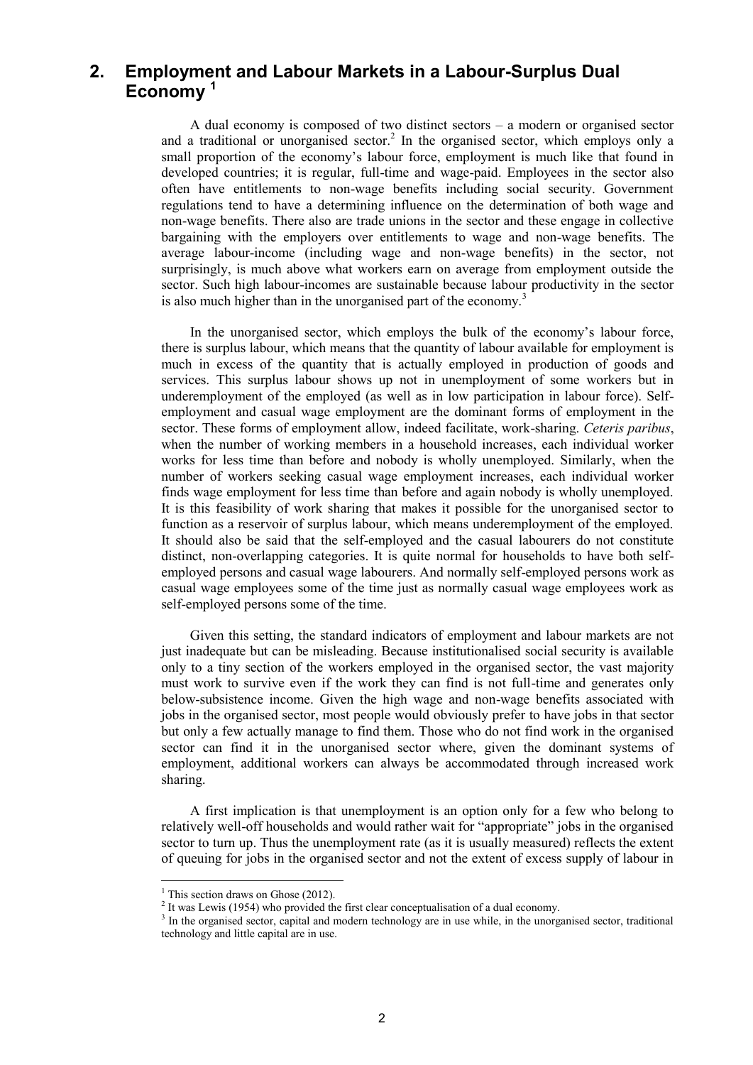## 2. Employment and Labour Markets in a Labour-Surplus Dual Economy [1]

A dual economy is composed of two distinct sectors – a modern or organised sector and a traditional or unorganised sector.[2] In the organised sector, which employs only a small proportion of the economy's labour force, employment is much like that found in developed countries; it is regular, full-time and wage-paid. Employees in the sector also often have entitlements to non-wage benefits including social security. Government regulations tend to have a determining influence on the determination of both wage and non-wage benefits. There also are trade unions in the sector and these engage in collective bargaining with the employers over entitlements to wage and non-wage benefits. The average labour-income (including wage and non-wage benefits) in the sector, not surprisingly, is much above what workers earn on average from employment outside the sector. Such high labour-incomes are sustainable because labour productivity in the sector is also much higher than in the unorganised part of the economy.[3]

In the unorganised sector, which employs the bulk of the economy's labour force, there is surplus labour, which means that the quantity of labour available for employment is much in excess of the quantity that is actually employed in production of goods and services. This surplus labour shows up not in unemployment of some workers but in underemployment of the employed (as well as in low participation in labour force). Self-employment and casual wage employment are the dominant forms of employment in the sector. These forms of employment allow, indeed facilitate, work-sharing. *Ceteris paribus*, when the number of working members in a household increases, each individual worker works for less time than before and nobody is wholly unemployed. Similarly, when the number of workers seeking casual wage employment increases, each individual worker finds wage employment for less time than before and again nobody is wholly unemployed. It is this feasibility of work sharing that makes it possible for the unorganised sector to function as a reservoir of surplus labour, which means underemployment of the employed. It should also be said that the self-employed and the casual labourers do not constitute distinct, non-overlapping categories. It is quite normal for households to have both self-employed persons and casual wage labourers. And normally self-employed persons work as casual wage employees some of the time just as normally casual wage employees work as self-employed persons some of the time.

Given this setting, the standard indicators of employment and labour markets are not just inadequate but can be misleading. Because institutionalised social security is available only to a tiny section of the workers employed in the organised sector, the vast majority must work to survive even if the work they can find is not full-time and generates only below-subsistence income. Given the high wage and non-wage benefits associated with jobs in the organised sector, most people would obviously prefer to have jobs in that sector but only a few actually manage to find them. Those who do not find work in the organised sector can find it in the unorganised sector where, given the dominant systems of employment, additional workers can always be accommodated through increased work sharing.

A first implication is that unemployment is an option only for a few who belong to relatively well-off households and would rather wait for "appropriate" jobs in the organised sector to turn up. Thus the unemployment rate (as it is usually measured) reflects the extent of queuing for jobs in the organised sector and not the extent of excess supply of labour in

---

[1] This section draws on Ghose (2012).

[2] It was Lewis (1954) who provided the first clear conceptualisation of a dual economy.

[3] In the organised sector, capital and modern technology are in use while, in the unorganised sector, traditional technology and little capital are in use.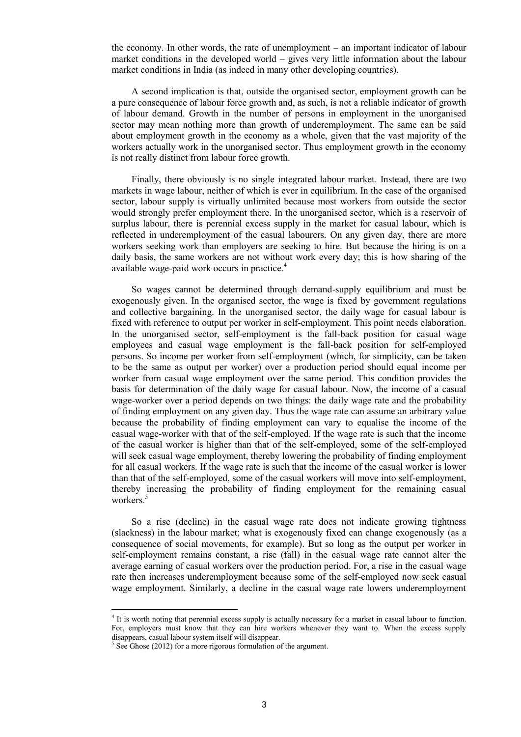the economy. In other words, the rate of unemployment – an important indicator of labour market conditions in the developed world – gives very little information about the labour market conditions in India (as indeed in many other developing countries).

A second implication is that, outside the organised sector, employment growth can be a pure consequence of labour force growth and, as such, is not a reliable indicator of growth of labour demand. Growth in the number of persons in employment in the unorganised sector may mean nothing more than growth of underemployment. The same can be said about employment growth in the economy as a whole, given that the vast majority of the workers actually work in the unorganised sector. Thus employment growth in the economy is not really distinct from labour force growth.

Finally, there obviously is no single integrated labour market. Instead, there are two markets in wage labour, neither of which is ever in equilibrium. In the case of the organised sector, labour supply is virtually unlimited because most workers from outside the sector would strongly prefer employment there. In the unorganised sector, which is a reservoir of surplus labour, there is perennial excess supply in the market for casual labour, which is reflected in underemployment of the casual labourers. On any given day, there are more workers seeking work than employers are seeking to hire. But because the hiring is on a daily basis, the same workers are not without work every day; this is how sharing of the available wage-paid work occurs in practice.[4]

So wages cannot be determined through demand-supply equilibrium and must be exogenously given. In the organised sector, the wage is fixed by government regulations and collective bargaining. In the unorganised sector, the daily wage for casual labour is fixed with reference to output per worker in self-employment. This point needs elaboration. In the unorganised sector, self-employment is the fall-back position for casual wage employees and casual wage employment is the fall-back position for self-employed persons. So income per worker from self-employment (which, for simplicity, can be taken to be the same as output per worker) over a production period should equal income per worker from casual wage employment over the same period. This condition provides the basis for determination of the daily wage for casual labour. Now, the income of a casual wage-worker over a period depends on two things: the daily wage rate and the probability of finding employment on any given day. Thus the wage rate can assume an arbitrary value because the probability of finding employment can vary to equalise the income of the casual wage-worker with that of the self-employed. If the wage rate is such that the income of the casual worker is higher than that of the self-employed, some of the self-employed will seek casual wage employment, thereby lowering the probability of finding employment for all casual workers. If the wage rate is such that the income of the casual worker is lower than that of the self-employed, some of the casual workers will move into self-employment, thereby increasing the probability of finding employment for the remaining casual workers.[5]

So a rise (decline) in the casual wage rate does not indicate growing tightness (slackness) in the labour market; what is exogenously fixed can change exogenously (as a consequence of social movements, for example). But so long as the output per worker in self-employment remains constant, a rise (fall) in the casual wage rate cannot alter the average earning of casual workers over the production period. For, a rise in the casual wage rate then increases underemployment because some of the self-employed now seek casual wage employment. Similarly, a decline in the casual wage rate lowers underemployment

---

[4] It is worth noting that perennial excess supply is actually necessary for a market in casual labour to function. For, employers must know that they can hire workers whenever they want to. When the excess supply disappears, casual labour system itself will disappear.

[5] See Ghose (2012) for a more rigorous formulation of the argument.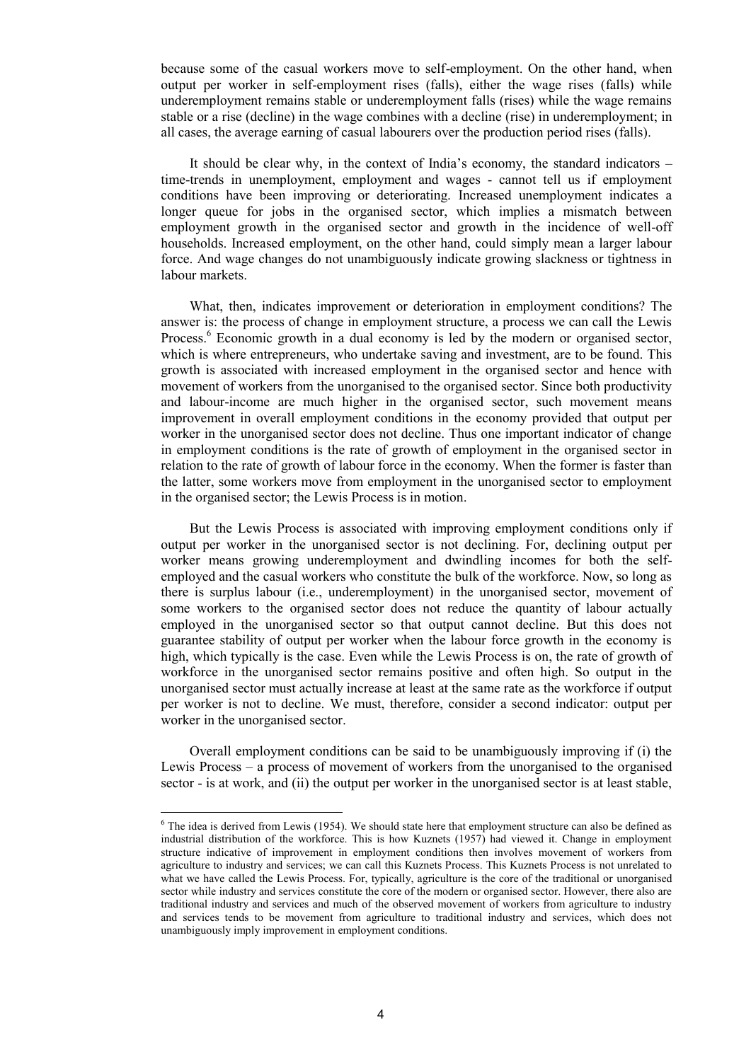because some of the casual workers move to self-employment. On the other hand, when output per worker in self-employment rises (falls), either the wage rises (falls) while underemployment remains stable or underemployment falls (rises) while the wage remains stable or a rise (decline) in the wage combines with a decline (rise) in underemployment; in all cases, the average earning of casual labourers over the production period rises (falls).

It should be clear why, in the context of India's economy, the standard indicators – time-trends in unemployment, employment and wages - cannot tell us if employment conditions have been improving or deteriorating. Increased unemployment indicates a longer queue for jobs in the organised sector, which implies a mismatch between employment growth in the organised sector and growth in the incidence of well-off households. Increased employment, on the other hand, could simply mean a larger labour force. And wage changes do not unambiguously indicate growing slackness or tightness in labour markets.

What, then, indicates improvement or deterioration in employment conditions? The answer is: the process of change in employment structure, a process we can call the Lewis Process.[6] Economic growth in a dual economy is led by the modern or organised sector, which is where entrepreneurs, who undertake saving and investment, are to be found. This growth is associated with increased employment in the organised sector and hence with movement of workers from the unorganised to the organised sector. Since both productivity and labour-income are much higher in the organised sector, such movement means improvement in overall employment conditions in the economy provided that output per worker in the unorganised sector does not decline. Thus one important indicator of change in employment conditions is the rate of growth of employment in the organised sector in relation to the rate of growth of labour force in the economy. When the former is faster than the latter, some workers move from employment in the unorganised sector to employment in the organised sector; the Lewis Process is in motion.

But the Lewis Process is associated with improving employment conditions only if output per worker in the unorganised sector is not declining. For, declining output per worker means growing underemployment and dwindling incomes for both the self-employed and the casual workers who constitute the bulk of the workforce. Now, so long as there is surplus labour (i.e., underemployment) in the unorganised sector, movement of some workers to the organised sector does not reduce the quantity of labour actually employed in the unorganised sector so that output cannot decline. But this does not guarantee stability of output per worker when the labour force growth in the economy is high, which typically is the case. Even while the Lewis Process is on, the rate of growth of workforce in the unorganised sector remains positive and often high. So output in the unorganised sector must actually increase at least at the same rate as the workforce if output per worker is not to decline. We must, therefore, consider a second indicator: output per worker in the unorganised sector.

Overall employment conditions can be said to be unambiguously improving if (i) the Lewis Process – a process of movement of workers from the unorganised to the organised sector - is at work, and (ii) the output per worker in the unorganised sector is at least stable,

---

[6] The idea is derived from Lewis (1954). We should state here that employment structure can also be defined as industrial distribution of the workforce. This is how Kuznets (1957) had viewed it. Change in employment structure indicative of improvement in employment conditions then involves movement of workers from agriculture to industry and services; we can call this Kuznets Process. This Kuznets Process is not unrelated to what we have called the Lewis Process. For, typically, agriculture is the core of the traditional or unorganised sector while industry and services constitute the core of the modern or organised sector. However, there also are traditional industry and services and much of the observed movement of workers from agriculture to industry and services tends to be movement from agriculture to traditional industry and services, which does not unambiguously imply improvement in employment conditions.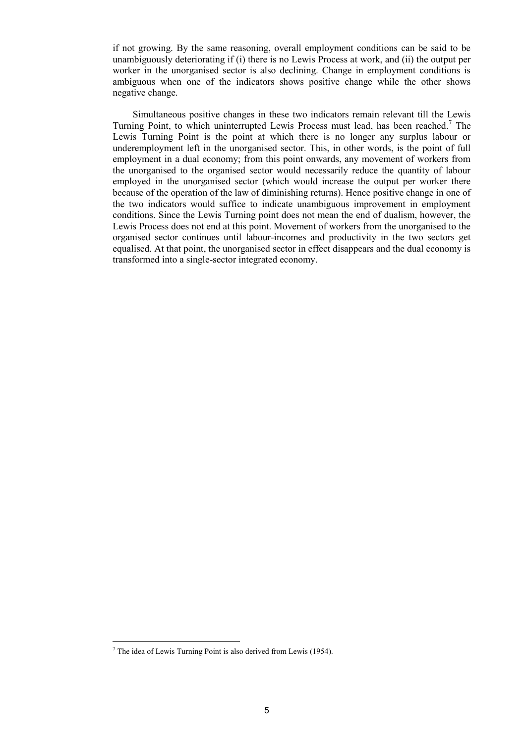if not growing. By the same reasoning, overall employment conditions can be said to be unambiguously deteriorating if (i) there is no Lewis Process at work, and (ii) the output per worker in the unorganised sector is also declining. Change in employment conditions is ambiguous when one of the indicators shows positive change while the other shows negative change.

Simultaneous positive changes in these two indicators remain relevant till the Lewis Turning Point, to which uninterrupted Lewis Process must lead, has been reached.[7] The Lewis Turning Point is the point at which there is no longer any surplus labour or underemployment left in the unorganised sector. This, in other words, is the point of full employment in a dual economy; from this point onwards, any movement of workers from the unorganised to the organised sector would necessarily reduce the quantity of labour employed in the unorganised sector (which would increase the output per worker there because of the operation of the law of diminishing returns). Hence positive change in one of the two indicators would suffice to indicate unambiguous improvement in employment conditions. Since the Lewis Turning point does not mean the end of dualism, however, the Lewis Process does not end at this point. Movement of workers from the unorganised to the organised sector continues until labour-incomes and productivity in the two sectors get equalised. At that point, the unorganised sector in effect disappears and the dual economy is transformed into a single-sector integrated economy.

[7] The idea of Lewis Turning Point is also derived from Lewis (1954).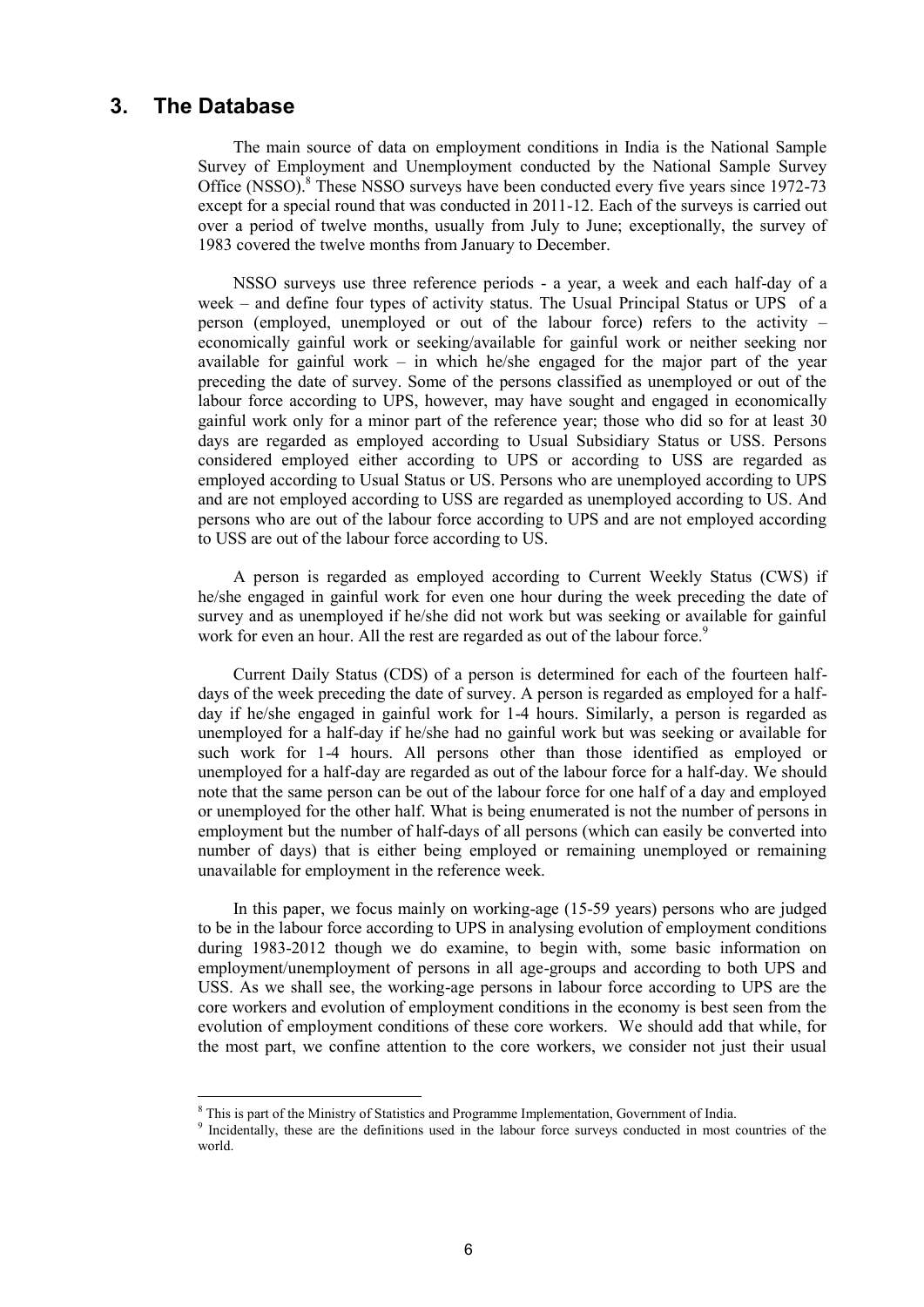## 3. The Database

The main source of data on employment conditions in India is the National Sample Survey of Employment and Unemployment conducted by the National Sample Survey Office (NSSO).[8] These NSSO surveys have been conducted every five years since 1972-73 except for a special round that was conducted in 2011-12. Each of the surveys is carried out over a period of twelve months, usually from July to June; exceptionally, the survey of 1983 covered the twelve months from January to December.

NSSO surveys use three reference periods - a year, a week and each half-day of a week – and define four types of activity status. The Usual Principal Status or UPS of a person (employed, unemployed or out of the labour force) refers to the activity – economically gainful work or seeking/available for gainful work or neither seeking nor available for gainful work – in which he/she engaged for the major part of the year preceding the date of survey. Some of the persons classified as unemployed or out of the labour force according to UPS, however, may have sought and engaged in economically gainful work only for a minor part of the reference year; those who did so for at least 30 days are regarded as employed according to Usual Subsidiary Status or USS. Persons considered employed either according to UPS or according to USS are regarded as employed according to Usual Status or US. Persons who are unemployed according to UPS and are not employed according to USS are regarded as unemployed according to US. And persons who are out of the labour force according to UPS and are not employed according to USS are out of the labour force according to US.

A person is regarded as employed according to Current Weekly Status (CWS) if he/she engaged in gainful work for even one hour during the week preceding the date of survey and as unemployed if he/she did not work but was seeking or available for gainful work for even an hour. All the rest are regarded as out of the labour force.[9]

Current Daily Status (CDS) of a person is determined for each of the fourteen half-days of the week preceding the date of survey. A person is regarded as employed for a half-day if he/she engaged in gainful work for 1-4 hours. Similarly, a person is regarded as unemployed for a half-day if he/she had no gainful work but was seeking or available for such work for 1-4 hours. All persons other than those identified as employed or unemployed for a half-day are regarded as out of the labour force for a half-day. We should note that the same person can be out of the labour force for one half of a day and employed or unemployed for the other half. What is being enumerated is not the number of persons in employment but the number of half-days of all persons (which can easily be converted into number of days) that is either being employed or remaining unemployed or remaining unavailable for employment in the reference week.

In this paper, we focus mainly on working-age (15-59 years) persons who are judged to be in the labour force according to UPS in analysing evolution of employment conditions during 1983-2012 though we do examine, to begin with, some basic information on employment/unemployment of persons in all age-groups and according to both UPS and USS. As we shall see, the working-age persons in labour force according to UPS are the core workers and evolution of employment conditions in the economy is best seen from the evolution of employment conditions of these core workers. We should add that while, for the most part, we confine attention to the core workers, we consider not just their usual

[8] This is part of the Ministry of Statistics and Programme Implementation, Government of India.

[9] Incidentally, these are the definitions used in the labour force surveys conducted in most countries of the world.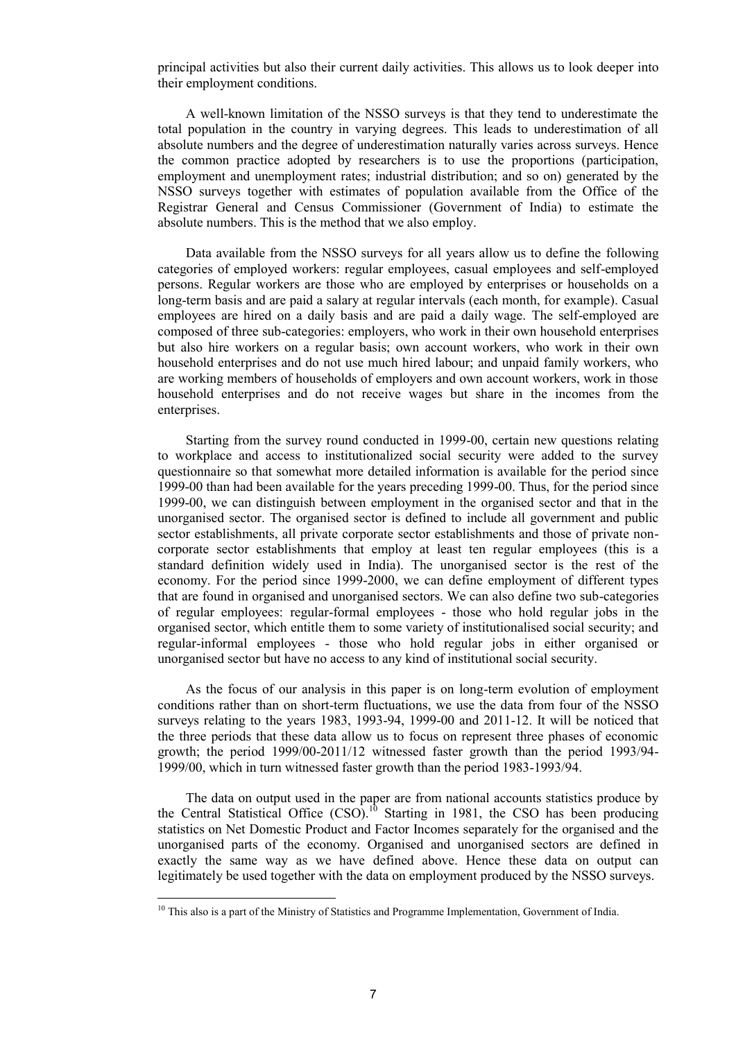principal activities but also their current daily activities. This allows us to look deeper into their employment conditions.

A well-known limitation of the NSSO surveys is that they tend to underestimate the total population in the country in varying degrees. This leads to underestimation of all absolute numbers and the degree of underestimation naturally varies across surveys. Hence the common practice adopted by researchers is to use the proportions (participation, employment and unemployment rates; industrial distribution; and so on) generated by the NSSO surveys together with estimates of population available from the Office of the Registrar General and Census Commissioner (Government of India) to estimate the absolute numbers. This is the method that we also employ.

Data available from the NSSO surveys for all years allow us to define the following categories of employed workers: regular employees, casual employees and self-employed persons. Regular workers are those who are employed by enterprises or households on a long-term basis and are paid a salary at regular intervals (each month, for example). Casual employees are hired on a daily basis and are paid a daily wage. The self-employed are composed of three sub-categories: employers, who work in their own household enterprises but also hire workers on a regular basis; own account workers, who work in their own household enterprises and do not use much hired labour; and unpaid family workers, who are working members of households of employers and own account workers, work in those household enterprises and do not receive wages but share in the incomes from the enterprises.

Starting from the survey round conducted in 1999-00, certain new questions relating to workplace and access to institutionalized social security were added to the survey questionnaire so that somewhat more detailed information is available for the period since 1999-00 than had been available for the years preceding 1999-00. Thus, for the period since 1999-00, we can distinguish between employment in the organised sector and that in the unorganised sector. The organised sector is defined to include all government and public sector establishments, all private corporate sector establishments and those of private non-corporate sector establishments that employ at least ten regular employees (this is a standard definition widely used in India). The unorganised sector is the rest of the economy. For the period since 1999-2000, we can define employment of different types that are found in organised and unorganised sectors. We can also define two sub-categories of regular employees: regular-formal employees - those who hold regular jobs in the organised sector, which entitle them to some variety of institutionalised social security; and regular-informal employees - those who hold regular jobs in either organised or unorganised sector but have no access to any kind of institutional social security.

As the focus of our analysis in this paper is on long-term evolution of employment conditions rather than on short-term fluctuations, we use the data from four of the NSSO surveys relating to the years 1983, 1993-94, 1999-00 and 2011-12. It will be noticed that the three periods that these data allow us to focus on represent three phases of economic growth; the period 1999/00-2011/12 witnessed faster growth than the period 1993/94-1999/00, which in turn witnessed faster growth than the period 1983-1993/94.

The data on output used in the paper are from national accounts statistics produce by the Central Statistical Office (CSO).[10] Starting in 1981, the CSO has been producing statistics on Net Domestic Product and Factor Incomes separately for the organised and the unorganised parts of the economy. Organised and unorganised sectors are defined in exactly the same way as we have defined above. Hence these data on output can legitimately be used together with the data on employment produced by the NSSO surveys.

---

[10] This also is a part of the Ministry of Statistics and Programme Implementation, Government of India.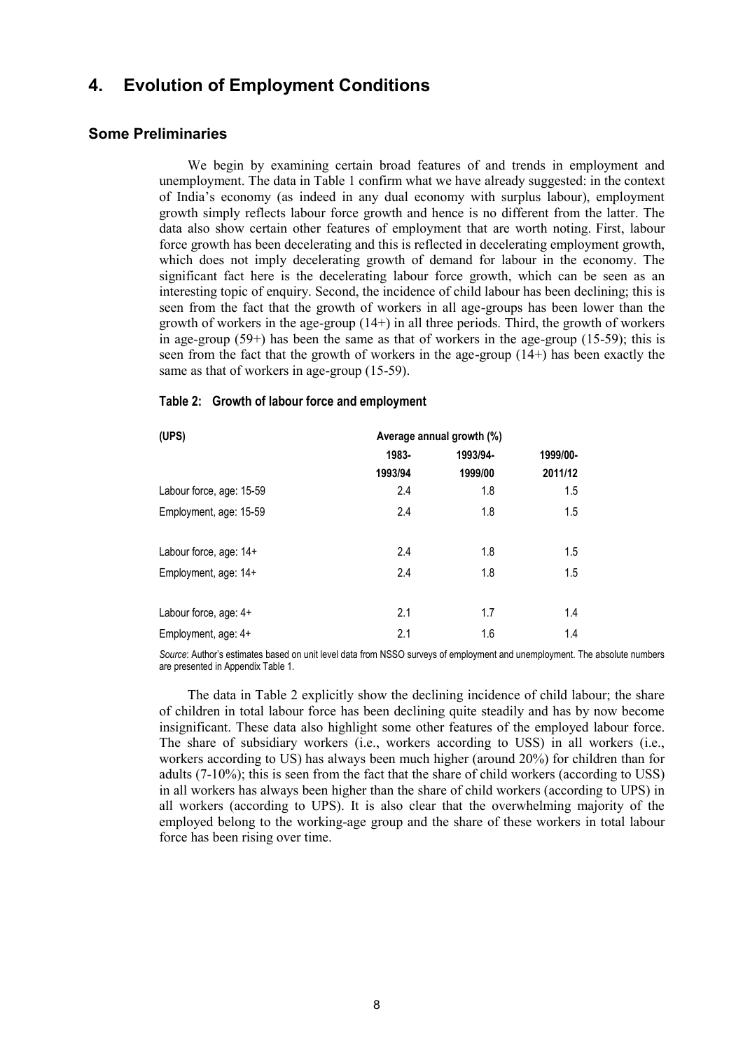## 4. Evolution of Employment Conditions

### Some Preliminaries

We begin by examining certain broad features of and trends in employment and unemployment. The data in Table 1 confirm what we have already suggested: in the context of India's economy (as indeed in any dual economy with surplus labour), employment growth simply reflects labour force growth and hence is no different from the latter. The data also show certain other features of employment that are worth noting. First, labour force growth has been decelerating and this is reflected in decelerating employment growth, which does not imply decelerating growth of demand for labour in the economy. The significant fact here is the decelerating labour force growth, which can be seen as an interesting topic of enquiry. Second, the incidence of child labour has been declining; this is seen from the fact that the growth of workers in all age-groups has been lower than the growth of workers in the age-group (14+) in all three periods. Third, the growth of workers in age-group (59+) has been the same as that of workers in the age-group (15-59); this is seen from the fact that the growth of workers in the age-group (14+) has been exactly the same as that of workers in age-group (15-59).

**Table 2: Growth of labour force and employment**

| (UPS) | Average annual growth (%) | | |
|---|---|---|---|
| | 1983-1993/94 | 1993/94-1999/00 | 1999/00-2011/12 |
| Labour force, age: 15-59 | 2.4 | 1.8 | 1.5 |
| Employment, age: 15-59 | 2.4 | 1.8 | 1.5 |
| Labour force, age: 14+ | 2.4 | 1.8 | 1.5 |
| Employment, age: 14+ | 2.4 | 1.8 | 1.5 |
| Labour force, age: 4+ | 2.1 | 1.7 | 1.4 |
| Employment, age: 4+ | 2.1 | 1.6 | 1.4 |

*Source*: Author's estimates based on unit level data from NSSO surveys of employment and unemployment. The absolute numbers are presented in Appendix Table 1.

The data in Table 2 explicitly show the declining incidence of child labour; the share of children in total labour force has been declining quite steadily and has by now become insignificant. These data also highlight some other features of the employed labour force. The share of subsidiary workers (i.e., workers according to USS) in all workers (i.e., workers according to US) has always been much higher (around 20%) for children than for adults (7-10%); this is seen from the fact that the share of child workers (according to USS) in all workers has always been higher than the share of child workers (according to UPS) in all workers (according to UPS). It is also clear that the overwhelming majority of the employed belong to the working-age group and the share of these workers in total labour force has been rising over time.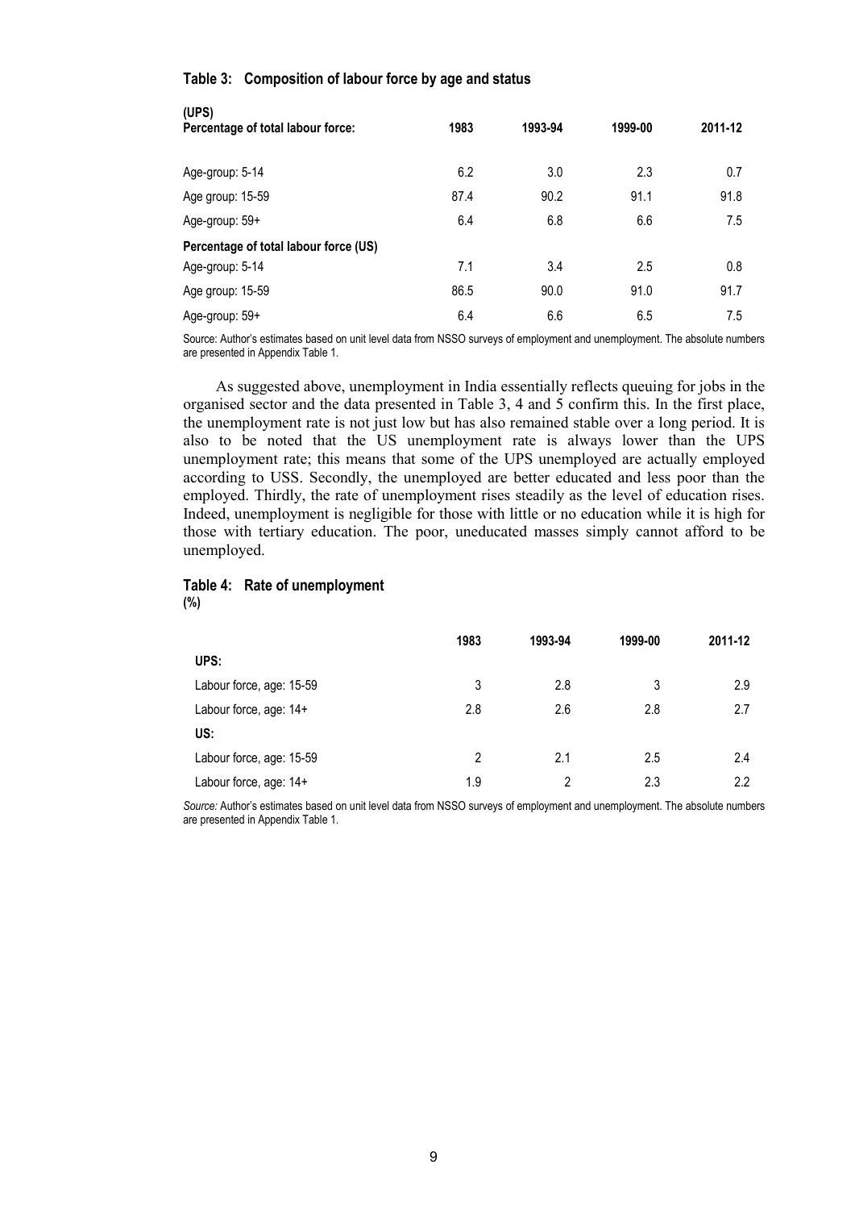#### Table 3: Composition of labour force by age and status

| (UPS) Percentage of total labour force: | 1983 | 1993-94 | 1999-00 | 2011-12 |
|---|---|---|---|---|
| Age-group: 5-14 | 6.2 | 3.0 | 2.3 | 0.7 |
| Age group: 15-59 | 87.4 | 90.2 | 91.1 | 91.8 |
| Age-group: 59+ | 6.4 | 6.8 | 6.6 | 7.5 |
| **Percentage of total labour force (US)** | | | | |
| Age-group: 5-14 | 7.1 | 3.4 | 2.5 | 0.8 |
| Age group: 15-59 | 86.5 | 90.0 | 91.0 | 91.7 |
| Age-group: 59+ | 6.4 | 6.6 | 6.5 | 7.5 |

Source: Author's estimates based on unit level data from NSSO surveys of employment and unemployment. The absolute numbers are presented in Appendix Table 1.

As suggested above, unemployment in India essentially reflects queuing for jobs in the organised sector and the data presented in Table 3, 4 and 5 confirm this. In the first place, the unemployment rate is not just low but has also remained stable over a long period. It is also to be noted that the US unemployment rate is always lower than the UPS unemployment rate; this means that some of the UPS unemployed are actually employed according to USS. Secondly, the unemployed are better educated and less poor than the employed. Thirdly, the rate of unemployment rises steadily as the level of education rises. Indeed, unemployment is negligible for those with little or no education while it is high for those with tertiary education. The poor, uneducated masses simply cannot afford to be unemployed.

#### Table 4: Rate of unemployment
**(%)**

| | 1983 | 1993-94 | 1999-00 | 2011-12 |
|---|---|---|---|---|
| **UPS:** | | | | |
| Labour force, age: 15-59 | 3 | 2.8 | 3 | 2.9 |
| Labour force, age: 14+ | 2.8 | 2.6 | 2.8 | 2.7 |
| **US:** | | | | |
| Labour force, age: 15-59 | 2 | 2.1 | 2.5 | 2.4 |
| Labour force, age: 14+ | 1.9 | 2 | 2.3 | 2.2 |

*Source:* Author's estimates based on unit level data from NSSO surveys of employment and unemployment. The absolute numbers are presented in Appendix Table 1.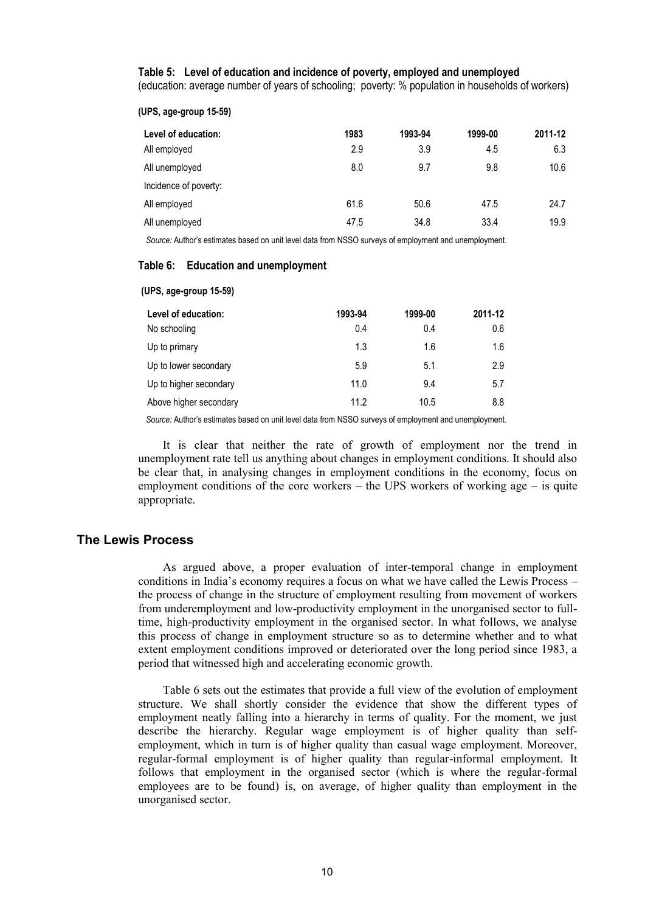**Table 5: Level of education and incidence of poverty, employed and unemployed**
(education: average number of years of schooling; poverty: % population in households of workers)

**(UPS, age-group 15-59)**

| Level of education: | 1983 | 1993-94 | 1999-00 | 2011-12 |
|---|---|---|---|---|
| All employed | 2.9 | 3.9 | 4.5 | 6.3 |
| All unemployed | 8.0 | 9.7 | 9.8 | 10.6 |
| Incidence of poverty: | | | | |
| All employed | 61.6 | 50.6 | 47.5 | 24.7 |
| All unemployed | 47.5 | 34.8 | 33.4 | 19.9 |

*Source:* Author's estimates based on unit level data from NSSO surveys of employment and unemployment.

**Table 6: Education and unemployment**

**(UPS, age-group 15-59)**

| Level of education: | 1993-94 | 1999-00 | 2011-12 |
|---|---|---|---|
| No schooling | 0.4 | 0.4 | 0.6 |
| Up to primary | 1.3 | 1.6 | 1.6 |
| Up to lower secondary | 5.9 | 5.1 | 2.9 |
| Up to higher secondary | 11.0 | 9.4 | 5.7 |
| Above higher secondary | 11.2 | 10.5 | 8.8 |

*Source:* Author's estimates based on unit level data from NSSO surveys of employment and unemployment.

It is clear that neither the rate of growth of employment nor the trend in unemployment rate tell us anything about changes in employment conditions. It should also be clear that, in analysing changes in employment conditions in the economy, focus on employment conditions of the core workers – the UPS workers of working age – is quite appropriate.

## The Lewis Process

As argued above, a proper evaluation of inter-temporal change in employment conditions in India's economy requires a focus on what we have called the Lewis Process – the process of change in the structure of employment resulting from movement of workers from underemployment and low-productivity employment in the unorganised sector to full-time, high-productivity employment in the organised sector. In what follows, we analyse this process of change in employment structure so as to determine whether and to what extent employment conditions improved or deteriorated over the long period since 1983, a period that witnessed high and accelerating economic growth.

Table 6 sets out the estimates that provide a full view of the evolution of employment structure. We shall shortly consider the evidence that show the different types of employment neatly falling into a hierarchy in terms of quality. For the moment, we just describe the hierarchy. Regular wage employment is of higher quality than self-employment, which in turn is of higher quality than casual wage employment. Moreover, regular-formal employment is of higher quality than regular-informal employment. It follows that employment in the organised sector (which is where the regular-formal employees are to be found) is, on average, of higher quality than employment in the unorganised sector.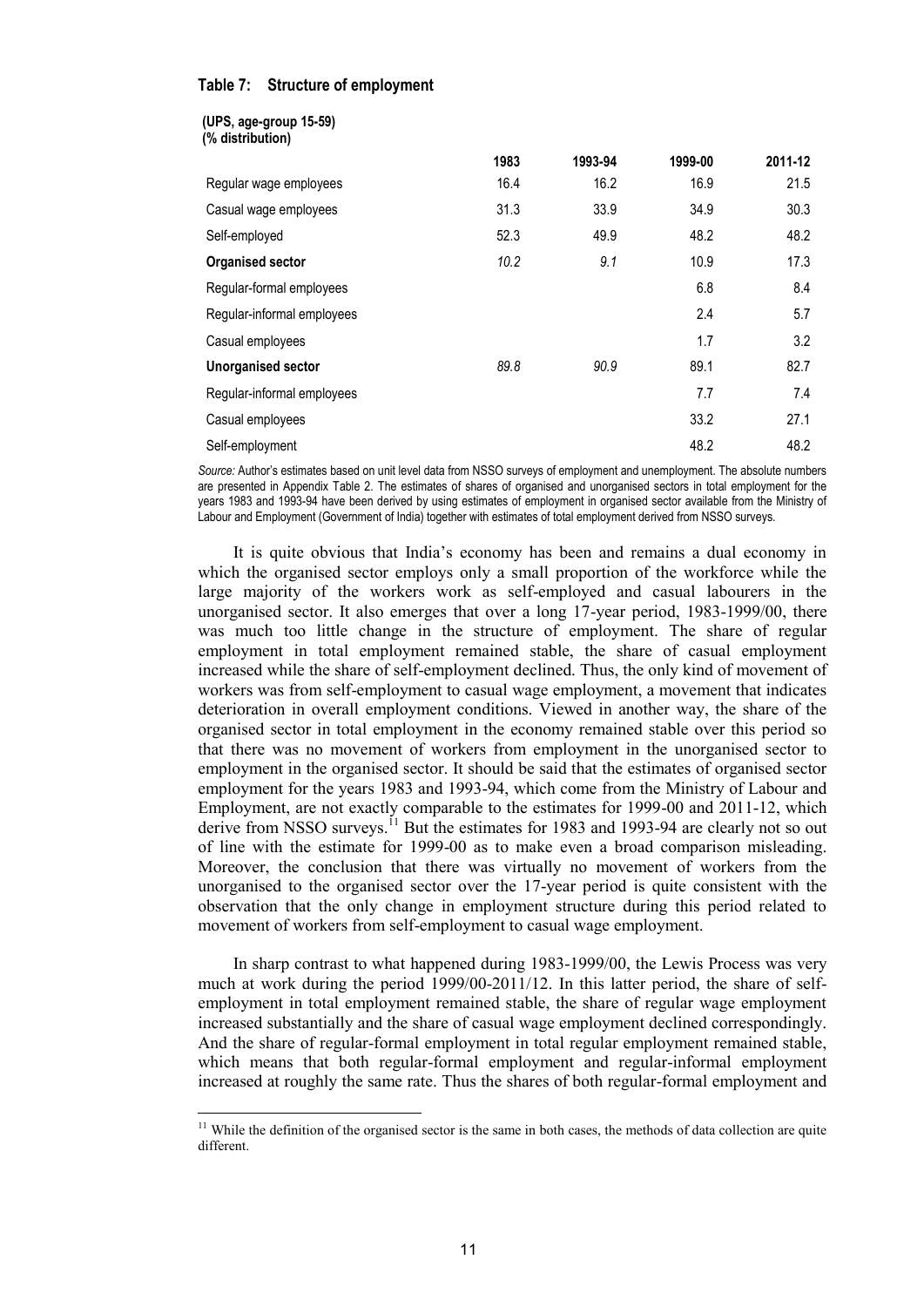#### Table 7: Structure of employment

**(UPS, age-group 15-59)**
**(% distribution)**

| | 1983 | 1993-94 | 1999-00 | 2011-12 |
|---|---|---|---|---|
| Regular wage employees | 16.4 | 16.2 | 16.9 | 21.5 |
| Casual wage employees | 31.3 | 33.9 | 34.9 | 30.3 |
| Self-employed | 52.3 | 49.9 | 48.2 | 48.2 |
| **Organised sector** | *10.2* | *9.1* | 10.9 | 17.3 |
| Regular-formal employees | | | 6.8 | 8.4 |
| Regular-informal employees | | | 2.4 | 5.7 |
| Casual employees | | | 1.7 | 3.2 |
| **Unorganised sector** | *89.8* | *90.9* | 89.1 | 82.7 |
| Regular-informal employees | | | 7.7 | 7.4 |
| Casual employees | | | 33.2 | 27.1 |
| Self-employment | | | 48.2 | 48.2 |

*Source:* Author's estimates based on unit level data from NSSO surveys of employment and unemployment. The absolute numbers are presented in Appendix Table 2. The estimates of shares of organised and unorganised sectors in total employment for the years 1983 and 1993-94 have been derived by using estimates of employment in organised sector available from the Ministry of Labour and Employment (Government of India) together with estimates of total employment derived from NSSO surveys.

It is quite obvious that India's economy has been and remains a dual economy in which the organised sector employs only a small proportion of the workforce while the large majority of the workers work as self-employed and casual labourers in the unorganised sector. It also emerges that over a long 17-year period, 1983-1999/00, there was much too little change in the structure of employment. The share of regular employment in total employment remained stable, the share of casual employment increased while the share of self-employment declined. Thus, the only kind of movement of workers was from self-employment to casual wage employment, a movement that indicates deterioration in overall employment conditions. Viewed in another way, the share of the organised sector in total employment in the economy remained stable over this period so that there was no movement of workers from employment in the unorganised sector to employment in the organised sector. It should be said that the estimates of organised sector employment for the years 1983 and 1993-94, which come from the Ministry of Labour and Employment, are not exactly comparable to the estimates for 1999-00 and 2011-12, which derive from NSSO surveys.[11] But the estimates for 1983 and 1993-94 are clearly not so out of line with the estimate for 1999-00 as to make even a broad comparison misleading. Moreover, the conclusion that there was virtually no movement of workers from the unorganised to the organised sector over the 17-year period is quite consistent with the observation that the only change in employment structure during this period related to movement of workers from self-employment to casual wage employment.

In sharp contrast to what happened during 1983-1999/00, the Lewis Process was very much at work during the period 1999/00-2011/12. In this latter period, the share of self-employment in total employment remained stable, the share of regular wage employment increased substantially and the share of casual wage employment declined correspondingly. And the share of regular-formal employment in total regular employment remained stable, which means that both regular-formal employment and regular-informal employment increased at roughly the same rate. Thus the shares of both regular-formal employment and

[11] While the definition of the organised sector is the same in both cases, the methods of data collection are quite different.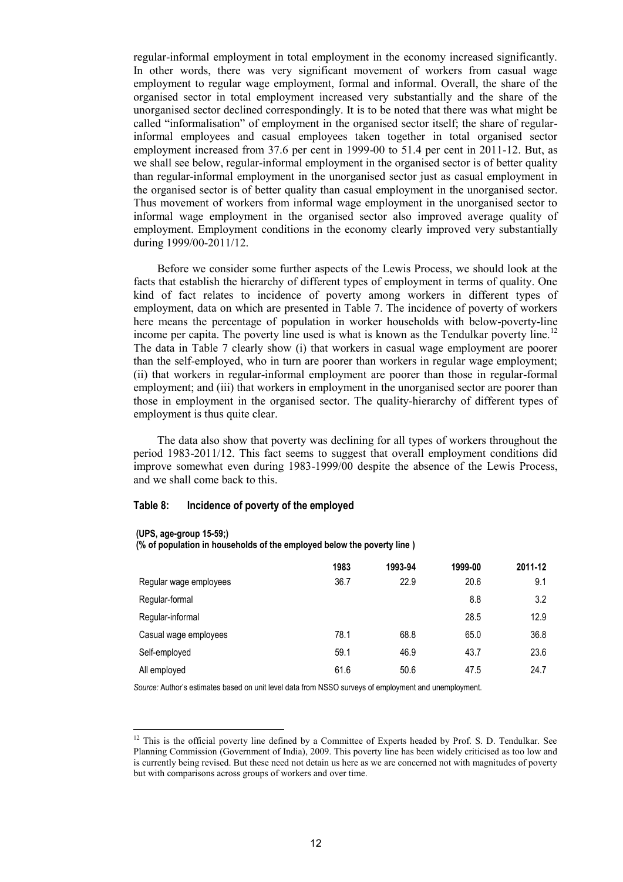regular-informal employment in total employment in the economy increased significantly. In other words, there was very significant movement of workers from casual wage employment to regular wage employment, formal and informal. Overall, the share of the organised sector in total employment increased very substantially and the share of the unorganised sector declined correspondingly. It is to be noted that there was what might be called "informalisation" of employment in the organised sector itself; the share of regular-informal employees and casual employees taken together in total organised sector employment increased from 37.6 per cent in 1999-00 to 51.4 per cent in 2011-12. But, as we shall see below, regular-informal employment in the organised sector is of better quality than regular-informal employment in the unorganised sector just as casual employment in the organised sector is of better quality than casual employment in the unorganised sector. Thus movement of workers from informal wage employment in the unorganised sector to informal wage employment in the organised sector also improved average quality of employment. Employment conditions in the economy clearly improved very substantially during 1999/00-2011/12.

Before we consider some further aspects of the Lewis Process, we should look at the facts that establish the hierarchy of different types of employment in terms of quality. One kind of fact relates to incidence of poverty among workers in different types of employment, data on which are presented in Table 7. The incidence of poverty of workers here means the percentage of population in worker households with below-poverty-line income per capita. The poverty line used is what is known as the Tendulkar poverty line.[12] The data in Table 7 clearly show (i) that workers in casual wage employment are poorer than the self-employed, who in turn are poorer than workers in regular wage employment; (ii) that workers in regular-informal employment are poorer than those in regular-formal employment; and (iii) that workers in employment in the unorganised sector are poorer than those in employment in the organised sector. The quality-hierarchy of different types of employment is thus quite clear.

The data also show that poverty was declining for all types of workers throughout the period 1983-2011/12. This fact seems to suggest that overall employment conditions did improve somewhat even during 1983-1999/00 despite the absence of the Lewis Process, and we shall come back to this.

#### Table 8: Incidence of poverty of the employed

**(UPS, age-group 15-59;)**
**(% of population in households of the employed below the poverty line )**

| | 1983 | 1993-94 | 1999-00 | 2011-12 |
|---|---|---|---|---|
| Regular wage employees | 36.7 | 22.9 | 20.6 | 9.1 |
| Regular-formal | | | 8.8 | 3.2 |
| Regular-informal | | | 28.5 | 12.9 |
| Casual wage employees | 78.1 | 68.8 | 65.0 | 36.8 |
| Self-employed | 59.1 | 46.9 | 43.7 | 23.6 |
| All employed | 61.6 | 50.6 | 47.5 | 24.7 |

*Source:* Author's estimates based on unit level data from NSSO surveys of employment and unemployment.

[12] This is the official poverty line defined by a Committee of Experts headed by Prof. S. D. Tendulkar. See Planning Commission (Government of India), 2009. This poverty line has been widely criticised as too low and is currently being revised. But these need not detain us here as we are concerned not with magnitudes of poverty but with comparisons across groups of workers and over time.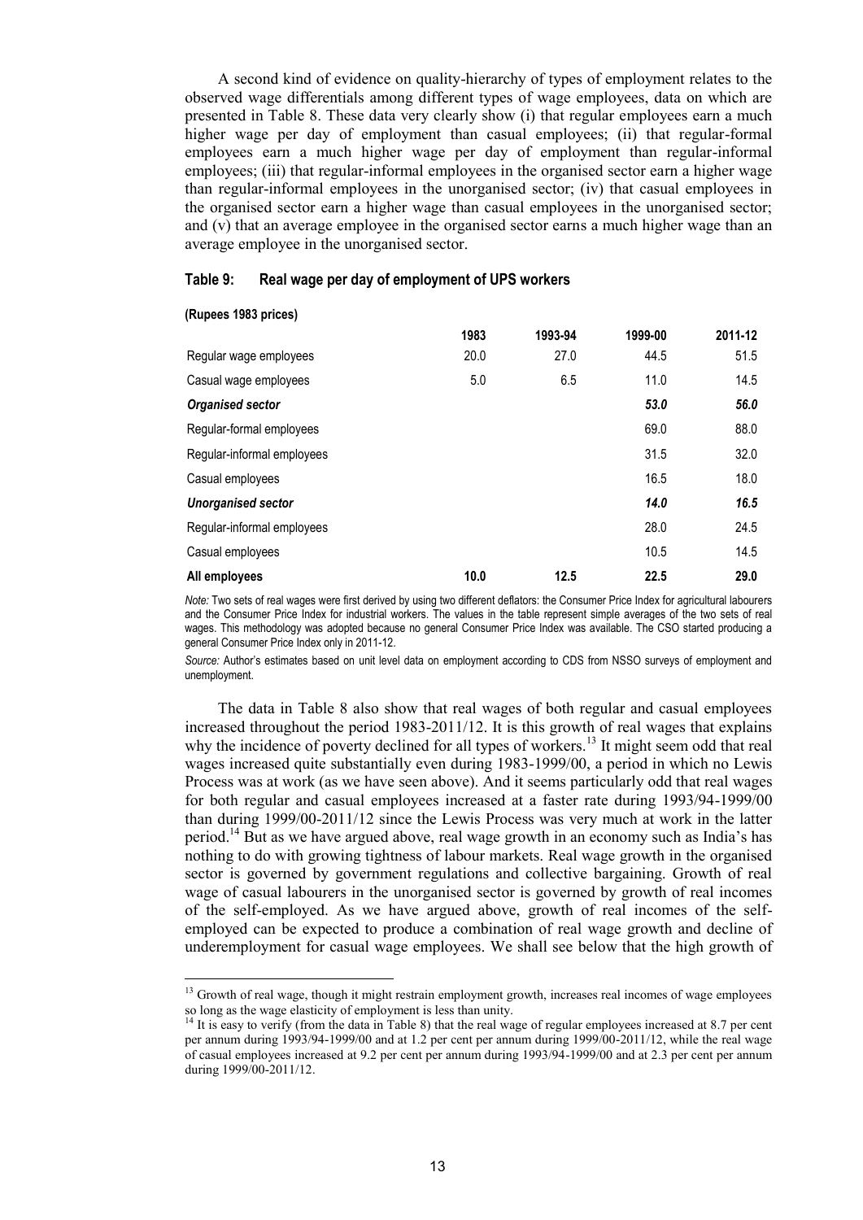A second kind of evidence on quality-hierarchy of types of employment relates to the observed wage differentials among different types of wage employees, data on which are presented in Table 8. These data very clearly show (i) that regular employees earn a much higher wage per day of employment than casual employees; (ii) that regular-formal employees earn a much higher wage per day of employment than regular-informal employees; (iii) that regular-informal employees in the organised sector earn a higher wage than regular-informal employees in the unorganised sector; (iv) that casual employees in the organised sector earn a higher wage than casual employees in the unorganised sector; and (v) that an average employee in the organised sector earns a much higher wage than an average employee in the unorganised sector.

#### Table 9: Real wage per day of employment of UPS workers

**(Rupees 1983 prices)**

| | 1983 | 1993-94 | 1999-00 | 2011-12 |
|---|---|---|---|---|
| Regular wage employees | 20.0 | 27.0 | 44.5 | 51.5 |
| Casual wage employees | 5.0 | 6.5 | 11.0 | 14.5 |
| ***Organised sector*** | | | ***53.0*** | ***56.0*** |
| Regular-formal employees | | | 69.0 | 88.0 |
| Regular-informal employees | | | 31.5 | 32.0 |
| Casual employees | | | 16.5 | 18.0 |
| ***Unorganised sector*** | | | ***14.0*** | ***16.5*** |
| Regular-informal employees | | | 28.0 | 24.5 |
| Casual employees | | | 10.5 | 14.5 |
| **All employees** | **10.0** | **12.5** | **22.5** | **29.0** |

*Note:* Two sets of real wages were first derived by using two different deflators: the Consumer Price Index for agricultural labourers and the Consumer Price Index for industrial workers. The values in the table represent simple averages of the two sets of real wages. This methodology was adopted because no general Consumer Price Index was available. The CSO started producing a general Consumer Price Index only in 2011-12.

*Source:* Author's estimates based on unit level data on employment according to CDS from NSSO surveys of employment and unemployment.

The data in Table 8 also show that real wages of both regular and casual employees increased throughout the period 1983-2011/12. It is this growth of real wages that explains why the incidence of poverty declined for all types of workers.[13] It might seem odd that real wages increased quite substantially even during 1983-1999/00, a period in which no Lewis Process was at work (as we have seen above). And it seems particularly odd that real wages for both regular and casual employees increased at a faster rate during 1993/94-1999/00 than during 1999/00-2011/12 since the Lewis Process was very much at work in the latter period.[14] But as we have argued above, real wage growth in an economy such as India's has nothing to do with growing tightness of labour markets. Real wage growth in the organised sector is governed by government regulations and collective bargaining. Growth of real wage of casual labourers in the unorganised sector is governed by growth of real incomes of the self-employed. As we have argued above, growth of real incomes of the self-employed can be expected to produce a combination of real wage growth and decline of underemployment for casual wage employees. We shall see below that the high growth of

[13] Growth of real wage, though it might restrain employment growth, increases real incomes of wage employees so long as the wage elasticity of employment is less than unity.

[14] It is easy to verify (from the data in Table 8) that the real wage of regular employees increased at 8.7 per cent per annum during 1993/94-1999/00 and at 1.2 per cent per annum during 1999/00-2011/12, while the real wage of casual employees increased at 9.2 per cent per annum during 1993/94-1999/00 and at 2.3 per cent per annum during 1999/00-2011/12.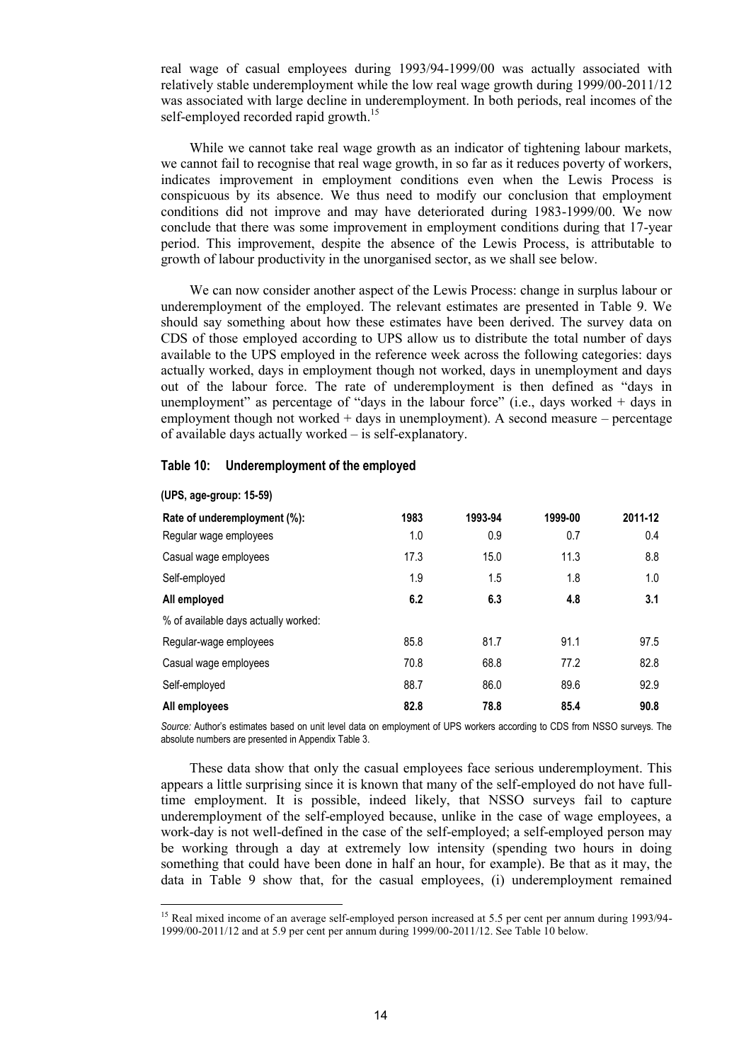real wage of casual employees during 1993/94-1999/00 was actually associated with relatively stable underemployment while the low real wage growth during 1999/00-2011/12 was associated with large decline in underemployment. In both periods, real incomes of the self-employed recorded rapid growth.[15]

While we cannot take real wage growth as an indicator of tightening labour markets, we cannot fail to recognise that real wage growth, in so far as it reduces poverty of workers, indicates improvement in employment conditions even when the Lewis Process is conspicuous by its absence. We thus need to modify our conclusion that employment conditions did not improve and may have deteriorated during 1983-1999/00. We now conclude that there was some improvement in employment conditions during that 17-year period. This improvement, despite the absence of the Lewis Process, is attributable to growth of labour productivity in the unorganised sector, as we shall see below.

We can now consider another aspect of the Lewis Process: change in surplus labour or underemployment of the employed. The relevant estimates are presented in Table 9. We should say something about how these estimates have been derived. The survey data on CDS of those employed according to UPS allow us to distribute the total number of days available to the UPS employed in the reference week across the following categories: days actually worked, days in employment though not worked, days in unemployment and days out of the labour force. The rate of underemployment is then defined as "days in unemployment" as percentage of "days in the labour force" (i.e., days worked + days in employment though not worked + days in unemployment). A second measure – percentage of available days actually worked – is self-explanatory.

**Table 10: Underemployment of the employed**

**(UPS, age-group: 15-59)**

| | 1983 | 1993-94 | 1999-00 | 2011-12 |
|---|---|---|---|---|
| **Rate of underemployment (%):** | | | | |
| Regular wage employees | 1.0 | 0.9 | 0.7 | 0.4 |
| Casual wage employees | 17.3 | 15.0 | 11.3 | 8.8 |
| Self-employed | 1.9 | 1.5 | 1.8 | 1.0 |
| **All employed** | **6.2** | **6.3** | **4.8** | **3.1** |
| % of available days actually worked: | | | | |
| Regular-wage employees | 85.8 | 81.7 | 91.1 | 97.5 |
| Casual wage employees | 70.8 | 68.8 | 77.2 | 82.8 |
| Self-employed | 88.7 | 86.0 | 89.6 | 92.9 |
| **All employees** | **82.8** | **78.8** | **85.4** | **90.8** |

*Source:* Author's estimates based on unit level data on employment of UPS workers according to CDS from NSSO surveys. The absolute numbers are presented in Appendix Table 3.

These data show that only the casual employees face serious underemployment. This appears a little surprising since it is known that many of the self-employed do not have full-time employment. It is possible, indeed likely, that NSSO surveys fail to capture underemployment of the self-employed because, unlike in the case of wage employees, a work-day is not well-defined in the case of the self-employed; a self-employed person may be working through a day at extremely low intensity (spending two hours in doing something that could have been done in half an hour, for example). Be that as it may, the data in Table 9 show that, for the casual employees, (i) underemployment remained

[15] Real mixed income of an average self-employed person increased at 5.5 per cent per annum during 1993/94-1999/00-2011/12 and at 5.9 per cent per annum during 1999/00-2011/12. See Table 10 below.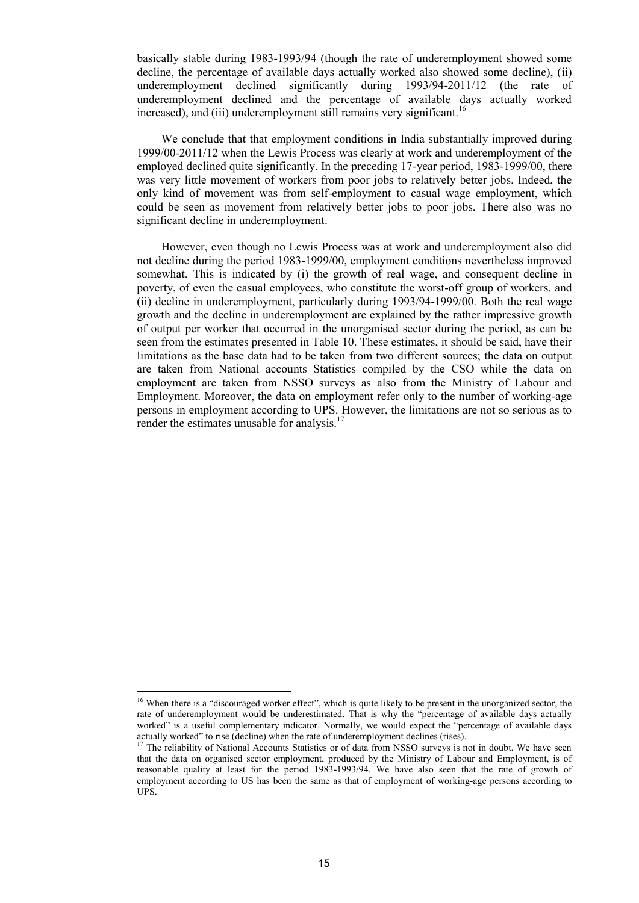basically stable during 1983-1993/94 (though the rate of underemployment showed some decline, the percentage of available days actually worked also showed some decline), (ii) underemployment declined significantly during 1993/94-2011/12 (the rate of underemployment declined and the percentage of available days actually worked increased), and (iii) underemployment still remains very significant.[16]

We conclude that that employment conditions in India substantially improved during 1999/00-2011/12 when the Lewis Process was clearly at work and underemployment of the employed declined quite significantly. In the preceding 17-year period, 1983-1999/00, there was very little movement of workers from poor jobs to relatively better jobs. Indeed, the only kind of movement was from self-employment to casual wage employment, which could be seen as movement from relatively better jobs to poor jobs. There also was no significant decline in underemployment.

However, even though no Lewis Process was at work and underemployment also did not decline during the period 1983-1999/00, employment conditions nevertheless improved somewhat. This is indicated by (i) the growth of real wage, and consequent decline in poverty, of even the casual employees, who constitute the worst-off group of workers, and (ii) decline in underemployment, particularly during 1993/94-1999/00. Both the real wage growth and the decline in underemployment are explained by the rather impressive growth of output per worker that occurred in the unorganised sector during the period, as can be seen from the estimates presented in Table 10. These estimates, it should be said, have their limitations as the base data had to be taken from two different sources; the data on output are taken from National accounts Statistics compiled by the CSO while the data on employment are taken from NSSO surveys as also from the Ministry of Labour and Employment. Moreover, the data on employment refer only to the number of working-age persons in employment according to UPS. However, the limitations are not so serious as to render the estimates unusable for analysis.[17]

---

[16] When there is a "discouraged worker effect", which is quite likely to be present in the unorganized sector, the rate of underemployment would be underestimated. That is why the "percentage of available days actually worked" is a useful complementary indicator. Normally, we would expect the "percentage of available days actually worked" to rise (decline) when the rate of underemployment declines (rises).

[17] The reliability of National Accounts Statistics or of data from NSSO surveys is not in doubt. We have seen that the data on organised sector employment, produced by the Ministry of Labour and Employment, is of reasonable quality at least for the period 1983-1993/94. We have also seen that the rate of growth of employment according to US has been the same as that of employment of working-age persons according to UPS.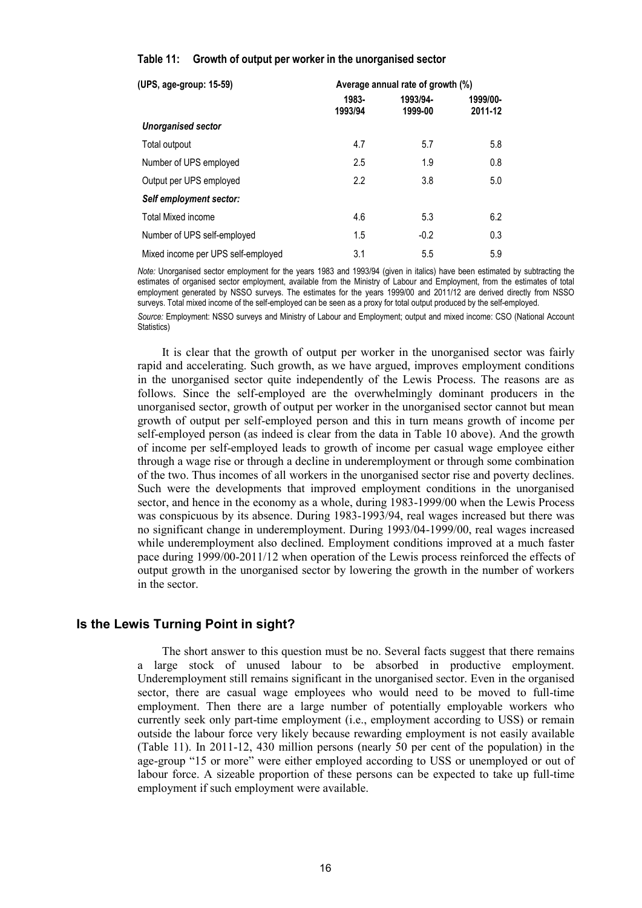**Table 11: Growth of output per worker in the unorganised sector**

| (UPS, age-group: 15-59) | Average annual rate of growth (%) | | |
|---|---|---|---|
| | 1983-1993/94 | 1993/94-1999-00 | 1999/00-2011-12 |
| ***Unorganised sector*** | | | |
| Total outpout | 4.7 | 5.7 | 5.8 |
| Number of UPS employed | 2.5 | 1.9 | 0.8 |
| Output per UPS employed | 2.2 | 3.8 | 5.0 |
| ***Self employment sector:*** | | | |
| Total Mixed income | 4.6 | 5.3 | 6.2 |
| Number of UPS self-employed | 1.5 | -0.2 | 0.3 |
| Mixed income per UPS self-employed | 3.1 | 5.5 | 5.9 |

*Note:* Unorganised sector employment for the years 1983 and 1993/94 (given in italics) have been estimated by subtracting the estimates of organised sector employment, available from the Ministry of Labour and Employment, from the estimates of total employment generated by NSSO surveys. The estimates for the years 1999/00 and 2011/12 are derived directly from NSSO surveys. Total mixed income of the self-employed can be seen as a proxy for total output produced by the self-employed.

*Source:* Employment: NSSO surveys and Ministry of Labour and Employment; output and mixed income: CSO (National Account Statistics)

It is clear that the growth of output per worker in the unorganised sector was fairly rapid and accelerating. Such growth, as we have argued, improves employment conditions in the unorganised sector quite independently of the Lewis Process. The reasons are as follows. Since the self-employed are the overwhelmingly dominant producers in the unorganised sector, growth of output per worker in the unorganised sector cannot but mean growth of output per self-employed person and this in turn means growth of income per self-employed person (as indeed is clear from the data in Table 10 above). And the growth of income per self-employed leads to growth of income per casual wage employee either through a wage rise or through a decline in underemployment or through some combination of the two. Thus incomes of all workers in the unorganised sector rise and poverty declines. Such were the developments that improved employment conditions in the unorganised sector, and hence in the economy as a whole, during 1983-1999/00 when the Lewis Process was conspicuous by its absence. During 1983-1993/94, real wages increased but there was no significant change in underemployment. During 1993/04-1999/00, real wages increased while underemployment also declined. Employment conditions improved at a much faster pace during 1999/00-2011/12 when operation of the Lewis process reinforced the effects of output growth in the unorganised sector by lowering the growth in the number of workers in the sector.

## Is the Lewis Turning Point in sight?

The short answer to this question must be no. Several facts suggest that there remains a large stock of unused labour to be absorbed in productive employment. Underemployment still remains significant in the unorganised sector. Even in the organised sector, there are casual wage employees who would need to be moved to full-time employment. Then there are a large number of potentially employable workers who currently seek only part-time employment (i.e., employment according to USS) or remain outside the labour force very likely because rewarding employment is not easily available (Table 11). In 2011-12, 430 million persons (nearly 50 per cent of the population) in the age-group "15 or more" were either employed according to USS or unemployed or out of labour force. A sizeable proportion of these persons can be expected to take up full-time employment if such employment were available.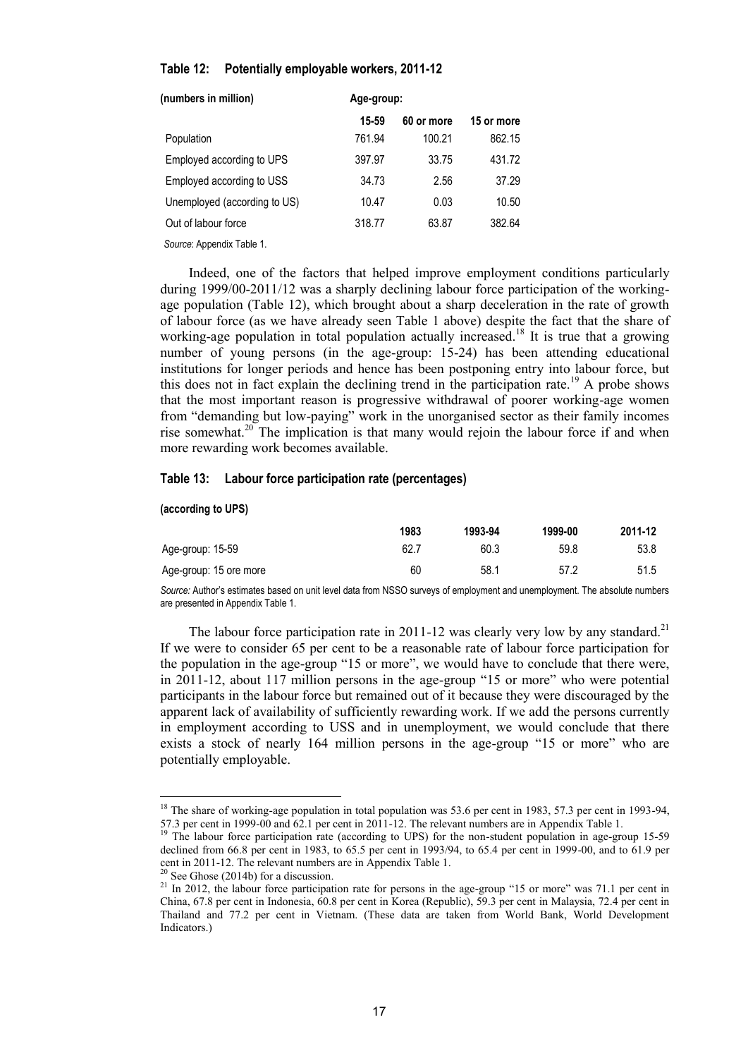**Table 12: Potentially employable workers, 2011-12**

| (numbers in million) | Age-group: | | |
|---|---|---|---|
| | 15-59 | 60 or more | 15 or more |
| Population | 761.94 | 100.21 | 862.15 |
| Employed according to UPS | 397.97 | 33.75 | 431.72 |
| Employed according to USS | 34.73 | 2.56 | 37.29 |
| Unemployed (according to US) | 10.47 | 0.03 | 10.50 |
| Out of labour force | 318.77 | 63.87 | 382.64 |

*Source*: Appendix Table 1.

Indeed, one of the factors that helped improve employment conditions particularly during 1999/00-2011/12 was a sharply declining labour force participation of the working-age population (Table 12), which brought about a sharp deceleration in the rate of growth of labour force (as we have already seen Table 1 above) despite the fact that the share of working-age population in total population actually increased.[18] It is true that a growing number of young persons (in the age-group: 15-24) has been attending educational institutions for longer periods and hence has been postponing entry into labour force, but this does not in fact explain the declining trend in the participation rate.[19] A probe shows that the most important reason is progressive withdrawal of poorer working-age women from "demanding but low-paying" work in the unorganised sector as their family incomes rise somewhat.[20] The implication is that many would rejoin the labour force if and when more rewarding work becomes available.

**Table 13: Labour force participation rate (percentages)**

**(according to UPS)**

| | 1983 | 1993-94 | 1999-00 | 2011-12 |
|---|---|---|---|---|
| Age-group: 15-59 | 62.7 | 60.3 | 59.8 | 53.8 |
| Age-group: 15 ore more | 60 | 58.1 | 57.2 | 51.5 |

*Source:* Author's estimates based on unit level data from NSSO surveys of employment and unemployment. The absolute numbers are presented in Appendix Table 1.

The labour force participation rate in 2011-12 was clearly very low by any standard.[21] If we were to consider 65 per cent to be a reasonable rate of labour force participation for the population in the age-group "15 or more", we would have to conclude that there were, in 2011-12, about 117 million persons in the age-group "15 or more" who were potential participants in the labour force but remained out of it because they were discouraged by the apparent lack of availability of sufficiently rewarding work. If we add the persons currently in employment according to USS and in unemployment, we would conclude that there exists a stock of nearly 164 million persons in the age-group "15 or more" who are potentially employable.

[18] The share of working-age population in total population was 53.6 per cent in 1983, 57.3 per cent in 1993-94, 57.3 per cent in 1999-00 and 62.1 per cent in 2011-12. The relevant numbers are in Appendix Table 1.

[19] The labour force participation rate (according to UPS) for the non-student population in age-group 15-59 declined from 66.8 per cent in 1983, to 65.5 per cent in 1993/94, to 65.4 per cent in 1999-00, and to 61.9 per cent in 2011-12. The relevant numbers are in Appendix Table 1.

[20] See Ghose (2014b) for a discussion.

[21] In 2012, the labour force participation rate for persons in the age-group "15 or more" was 71.1 per cent in China, 67.8 per cent in Indonesia, 60.8 per cent in Korea (Republic), 59.3 per cent in Malaysia, 72.4 per cent in Thailand and 77.2 per cent in Vietnam. (These data are taken from World Bank, World Development Indicators.)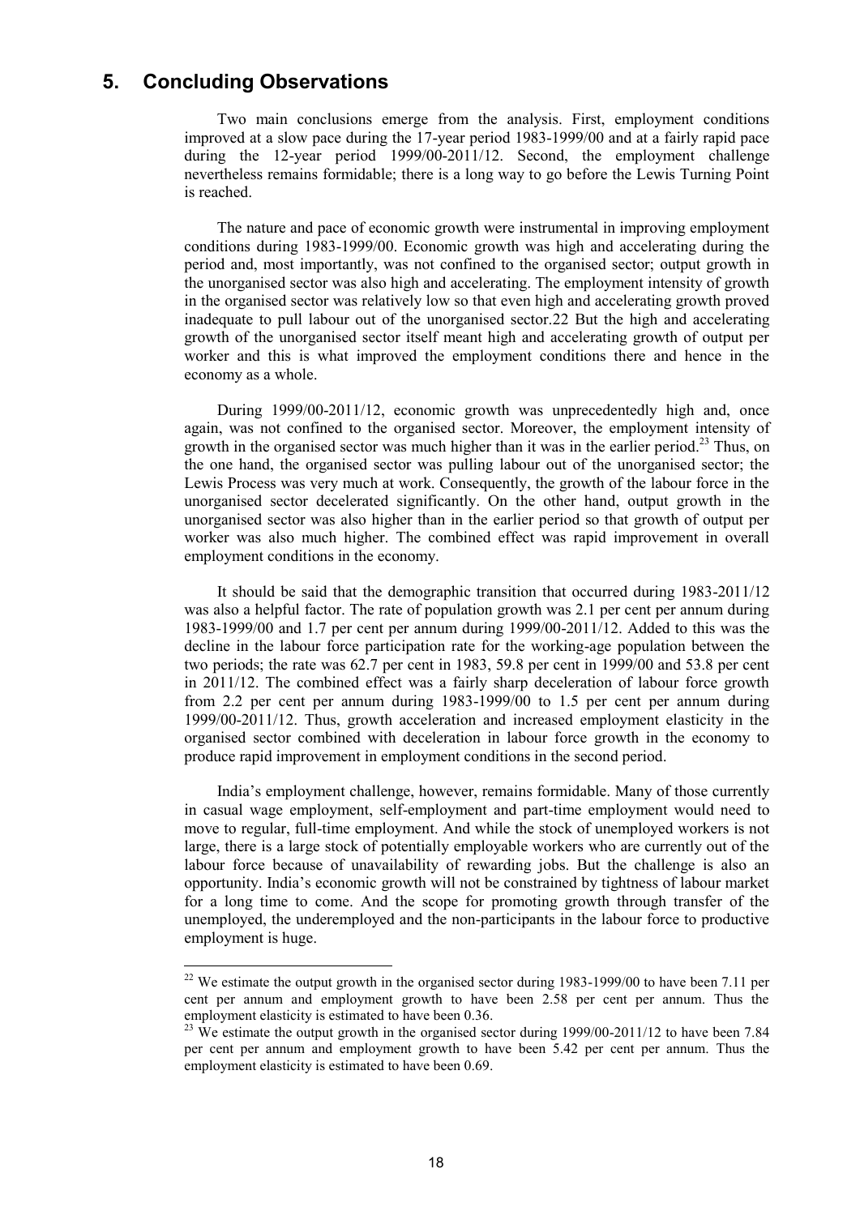## 5. Concluding Observations

Two main conclusions emerge from the analysis. First, employment conditions improved at a slow pace during the 17-year period 1983-1999/00 and at a fairly rapid pace during the 12-year period 1999/00-2011/12. Second, the employment challenge nevertheless remains formidable; there is a long way to go before the Lewis Turning Point is reached.

The nature and pace of economic growth were instrumental in improving employment conditions during 1983-1999/00. Economic growth was high and accelerating during the period and, most importantly, was not confined to the organised sector; output growth in the unorganised sector was also high and accelerating. The employment intensity of growth in the organised sector was relatively low so that even high and accelerating growth proved inadequate to pull labour out of the unorganised sector.22 But the high and accelerating growth of the unorganised sector itself meant high and accelerating growth of output per worker and this is what improved the employment conditions there and hence in the economy as a whole.

During 1999/00-2011/12, economic growth was unprecedentedly high and, once again, was not confined to the organised sector. Moreover, the employment intensity of growth in the organised sector was much higher than it was in the earlier period.[23] Thus, on the one hand, the organised sector was pulling labour out of the unorganised sector; the Lewis Process was very much at work. Consequently, the growth of the labour force in the unorganised sector decelerated significantly. On the other hand, output growth in the unorganised sector was also higher than in the earlier period so that growth of output per worker was also much higher. The combined effect was rapid improvement in overall employment conditions in the economy.

It should be said that the demographic transition that occurred during 1983-2011/12 was also a helpful factor. The rate of population growth was 2.1 per cent per annum during 1983-1999/00 and 1.7 per cent per annum during 1999/00-2011/12. Added to this was the decline in the labour force participation rate for the working-age population between the two periods; the rate was 62.7 per cent in 1983, 59.8 per cent in 1999/00 and 53.8 per cent in 2011/12. The combined effect was a fairly sharp deceleration of labour force growth from 2.2 per cent per annum during 1983-1999/00 to 1.5 per cent per annum during 1999/00-2011/12. Thus, growth acceleration and increased employment elasticity in the organised sector combined with deceleration in labour force growth in the economy to produce rapid improvement in employment conditions in the second period.

India's employment challenge, however, remains formidable. Many of those currently in casual wage employment, self-employment and part-time employment would need to move to regular, full-time employment. And while the stock of unemployed workers is not large, there is a large stock of potentially employable workers who are currently out of the labour force because of unavailability of rewarding jobs. But the challenge is also an opportunity. India's economic growth will not be constrained by tightness of labour market for a long time to come. And the scope for promoting growth through transfer of the unemployed, the underemployed and the non-participants in the labour force to productive employment is huge.

---

[22] We estimate the output growth in the organised sector during 1983-1999/00 to have been 7.11 per cent per annum and employment growth to have been 2.58 per cent per annum. Thus the employment elasticity is estimated to have been 0.36.

[23] We estimate the output growth in the organised sector during 1999/00-2011/12 to have been 7.84 per cent per annum and employment growth to have been 5.42 per cent per annum. Thus the employment elasticity is estimated to have been 0.69.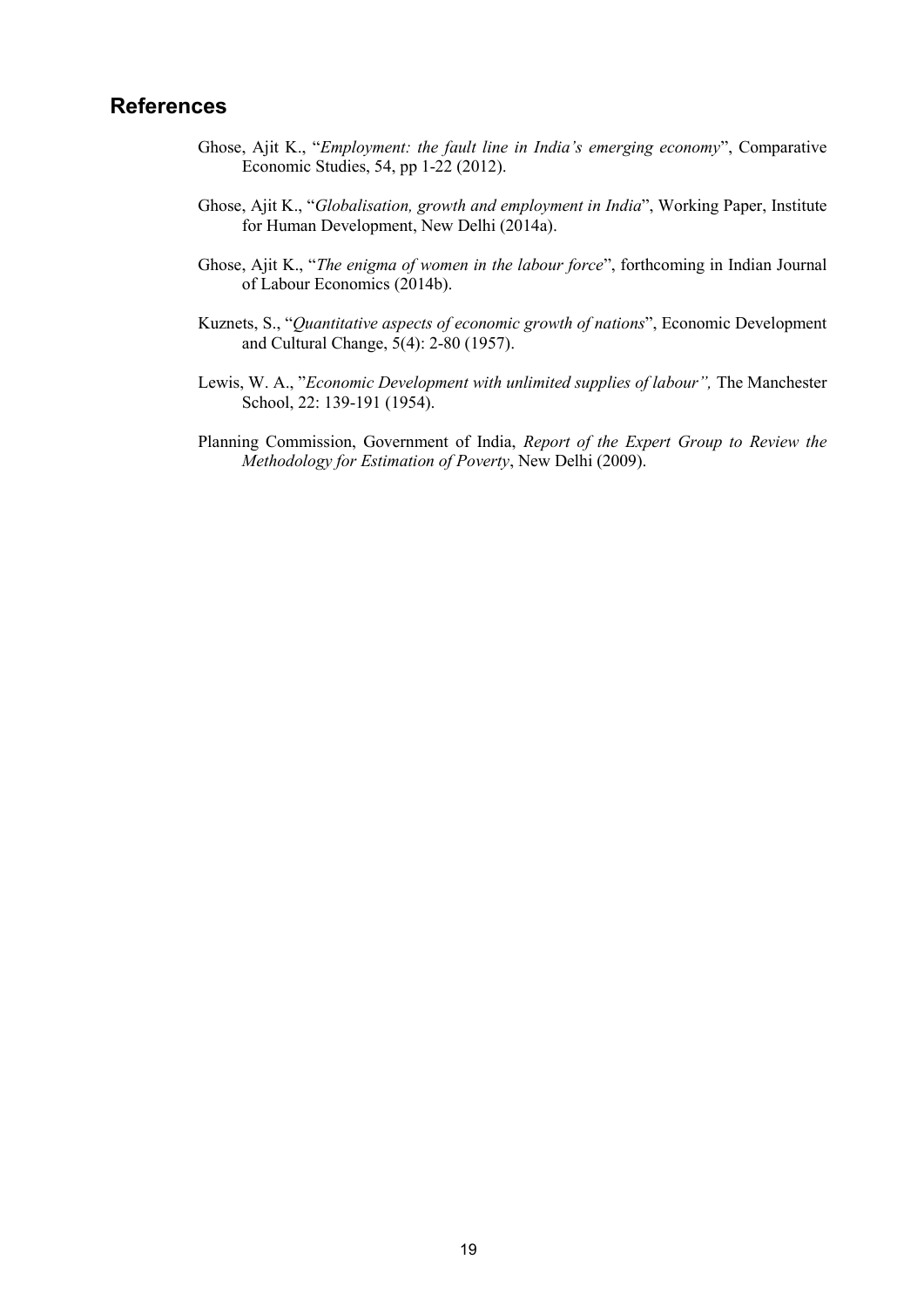## References

Ghose, Ajit K., "*Employment: the fault line in India's emerging economy*", Comparative Economic Studies, 54, pp 1-22 (2012).

Ghose, Ajit K., "*Globalisation, growth and employment in India*", Working Paper, Institute for Human Development, New Delhi (2014a).

Ghose, Ajit K., "*The enigma of women in the labour force*", forthcoming in Indian Journal of Labour Economics (2014b).

Kuznets, S., "*Quantitative aspects of economic growth of nations*", Economic Development and Cultural Change, 5(4): 2-80 (1957).

Lewis, W. A., "*Economic Development with unlimited supplies of labour",* The Manchester School, 22: 139-191 (1954).

Planning Commission, Government of India, *Report of the Expert Group to Review the Methodology for Estimation of Poverty*, New Delhi (2009).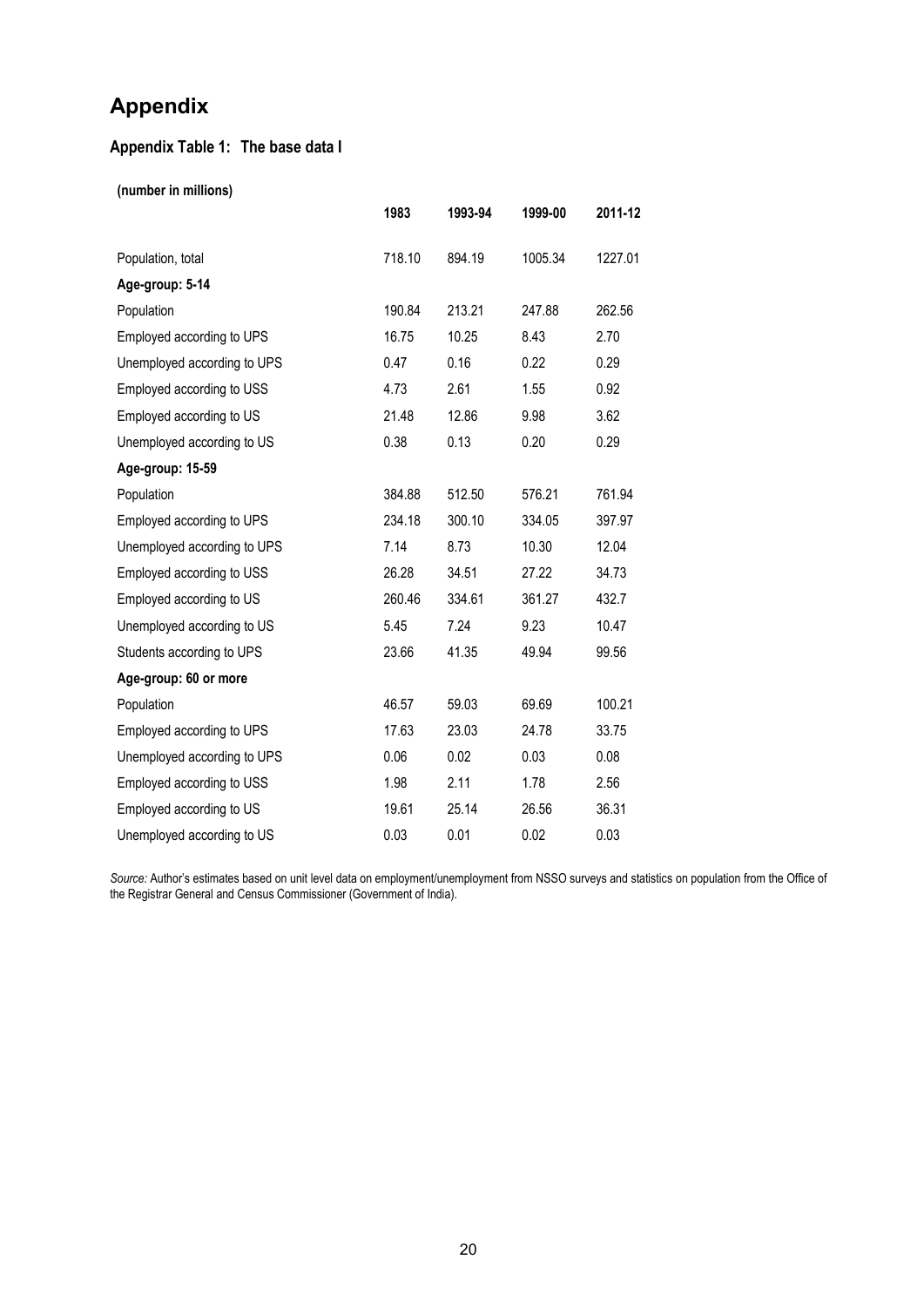# Appendix

### Appendix Table 1: The base data I

**(number in millions)**

| | 1983 | 1993-94 | 1999-00 | 2011-12 |
|---|---|---|---|---|
| Population, total | 718.10 | 894.19 | 1005.34 | 1227.01 |
| **Age-group: 5-14** | | | | |
| Population | 190.84 | 213.21 | 247.88 | 262.56 |
| Employed according to UPS | 16.75 | 10.25 | 8.43 | 2.70 |
| Unemployed according to UPS | 0.47 | 0.16 | 0.22 | 0.29 |
| Employed according to USS | 4.73 | 2.61 | 1.55 | 0.92 |
| Employed according to US | 21.48 | 12.86 | 9.98 | 3.62 |
| Unemployed according to US | 0.38 | 0.13 | 0.20 | 0.29 |
| **Age-group: 15-59** | | | | |
| Population | 384.88 | 512.50 | 576.21 | 761.94 |
| Employed according to UPS | 234.18 | 300.10 | 334.05 | 397.97 |
| Unemployed according to UPS | 7.14 | 8.73 | 10.30 | 12.04 |
| Employed according to USS | 26.28 | 34.51 | 27.22 | 34.73 |
| Employed according to US | 260.46 | 334.61 | 361.27 | 432.7 |
| Unemployed according to US | 5.45 | 7.24 | 9.23 | 10.47 |
| Students according to UPS | 23.66 | 41.35 | 49.94 | 99.56 |
| **Age-group: 60 or more** | | | | |
| Population | 46.57 | 59.03 | 69.69 | 100.21 |
| Employed according to UPS | 17.63 | 23.03 | 24.78 | 33.75 |
| Unemployed according to UPS | 0.06 | 0.02 | 0.03 | 0.08 |
| Employed according to USS | 1.98 | 2.11 | 1.78 | 2.56 |
| Employed according to US | 19.61 | 25.14 | 26.56 | 36.31 |
| Unemployed according to US | 0.03 | 0.01 | 0.02 | 0.03 |

*Source:* Author's estimates based on unit level data on employment/unemployment from NSSO surveys and statistics on population from the Office of the Registrar General and Census Commissioner (Government of India).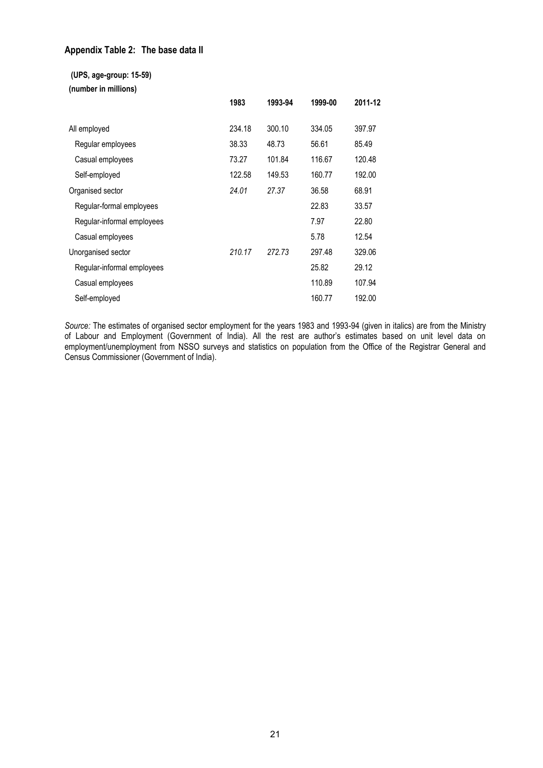### Appendix Table 2: The base data II

**(UPS, age-group: 15-59)**

**(number in millions)**

| | 1983 | 1993-94 | 1999-00 | 2011-12 |
|---|---|---|---|---|
| All employed | 234.18 | 300.10 | 334.05 | 397.97 |
| Regular employees | 38.33 | 48.73 | 56.61 | 85.49 |
| Casual employees | 73.27 | 101.84 | 116.67 | 120.48 |
| Self-employed | 122.58 | 149.53 | 160.77 | 192.00 |
| Organised sector | *24.01* | *27.37* | 36.58 | 68.91 |
| Regular-formal employees | | | 22.83 | 33.57 |
| Regular-informal employees | | | 7.97 | 22.80 |
| Casual employees | | | 5.78 | 12.54 |
| Unorganised sector | *210.17* | *272.73* | 297.48 | 329.06 |
| Regular-informal employees | | | 25.82 | 29.12 |
| Casual employees | | | 110.89 | 107.94 |
| Self-employed | | | 160.77 | 192.00 |

*Source:* The estimates of organised sector employment for the years 1983 and 1993-94 (given in italics) are from the Ministry of Labour and Employment (Government of India). All the rest are author's estimates based on unit level data on employment/unemployment from NSSO surveys and statistics on population from the Office of the Registrar General and Census Commissioner (Government of India).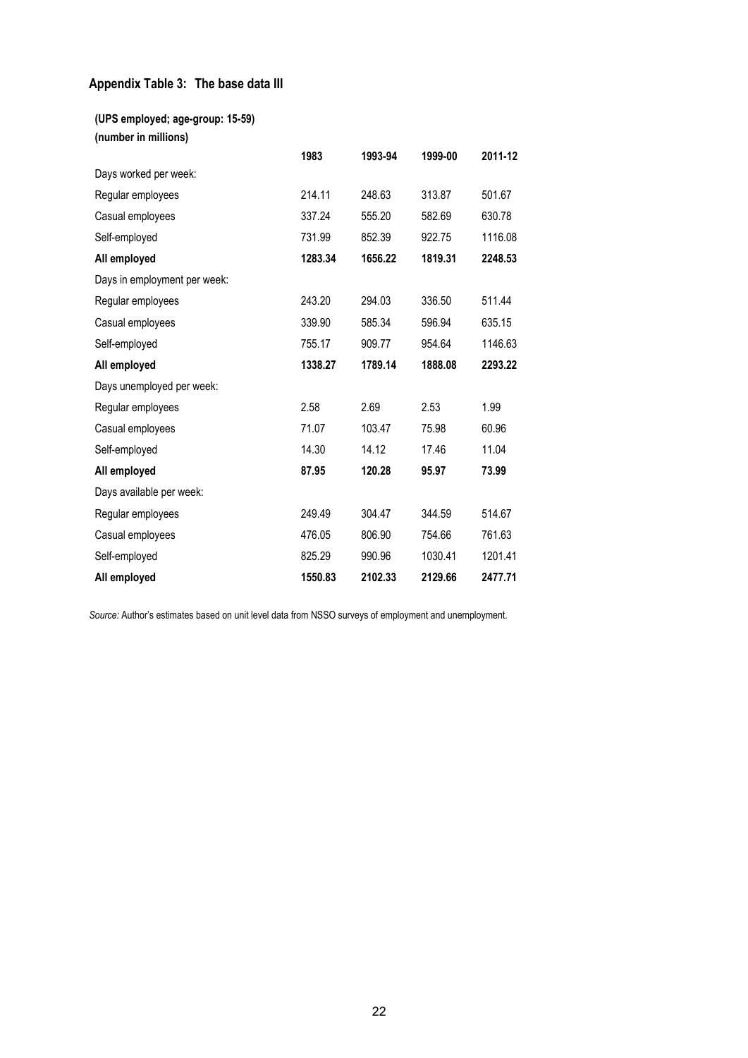## Appendix Table 3: The base data III

**(UPS employed; age-group: 15-59)**
**(number in millions)**

| | 1983 | 1993-94 | 1999-00 | 2011-12 |
|---|---|---|---|---|
| Days worked per week: | | | | |
| Regular employees | 214.11 | 248.63 | 313.87 | 501.67 |
| Casual employees | 337.24 | 555.20 | 582.69 | 630.78 |
| Self-employed | 731.99 | 852.39 | 922.75 | 1116.08 |
| **All employed** | **1283.34** | **1656.22** | **1819.31** | **2248.53** |
| Days in employment per week: | | | | |
| Regular employees | 243.20 | 294.03 | 336.50 | 511.44 |
| Casual employees | 339.90 | 585.34 | 596.94 | 635.15 |
| Self-employed | 755.17 | 909.77 | 954.64 | 1146.63 |
| **All employed** | **1338.27** | **1789.14** | **1888.08** | **2293.22** |
| Days unemployed per week: | | | | |
| Regular employees | 2.58 | 2.69 | 2.53 | 1.99 |
| Casual employees | 71.07 | 103.47 | 75.98 | 60.96 |
| Self-employed | 14.30 | 14.12 | 17.46 | 11.04 |
| **All employed** | **87.95** | **120.28** | **95.97** | **73.99** |
| Days available per week: | | | | |
| Regular employees | 249.49 | 304.47 | 344.59 | 514.67 |
| Casual employees | 476.05 | 806.90 | 754.66 | 761.63 |
| Self-employed | 825.29 | 990.96 | 1030.41 | 1201.41 |
| **All employed** | **1550.83** | **2102.33** | **2129.66** | **2477.71** |

*Source:* Author's estimates based on unit level data from NSSO surveys of employment and unemployment.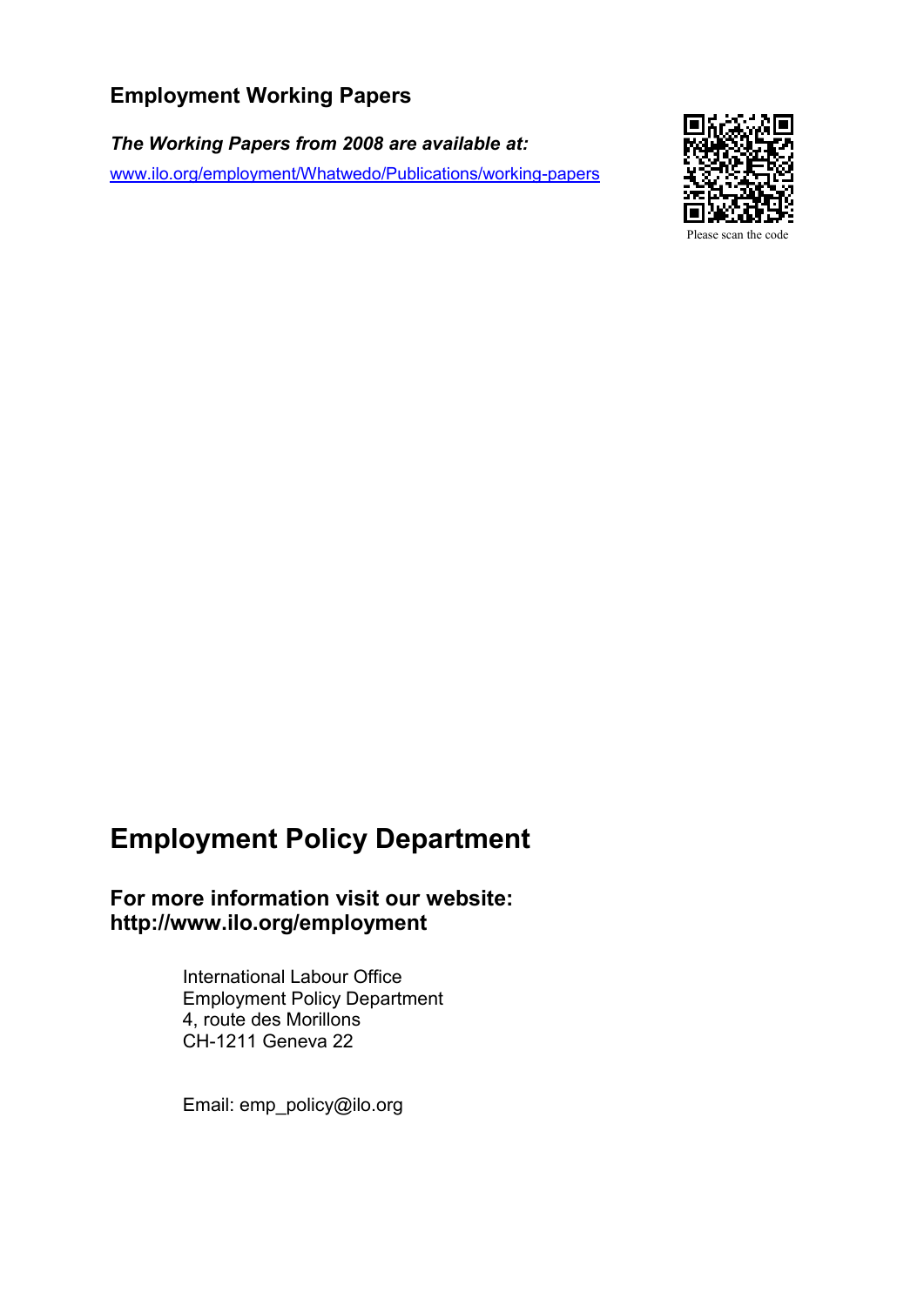## Employment Working Papers

***The Working Papers from 2008 are available at:***

www.ilo.org/employment/Whatwedo/Publications/working-papers

Please scan the code

# Employment Policy Department

### For more information visit our website: http://www.ilo.org/employment

International Labour Office
Employment Policy Department
4, route des Morillons
CH-1211 Geneva 22

Email: emp_policy@ilo.org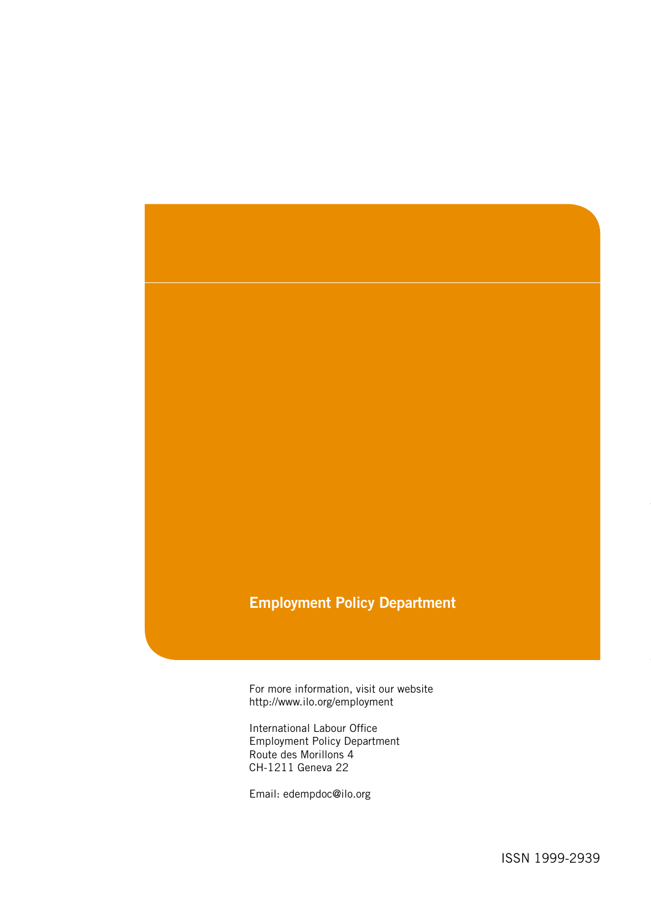**Employment Policy Department**

For more information, visit our website
http://www.ilo.org/employment

International Labour Office
Employment Policy Department
Route des Morillons 4
CH-1211 Geneva 22

Email: edempdoc@ilo.org

ISSN 1999-2939